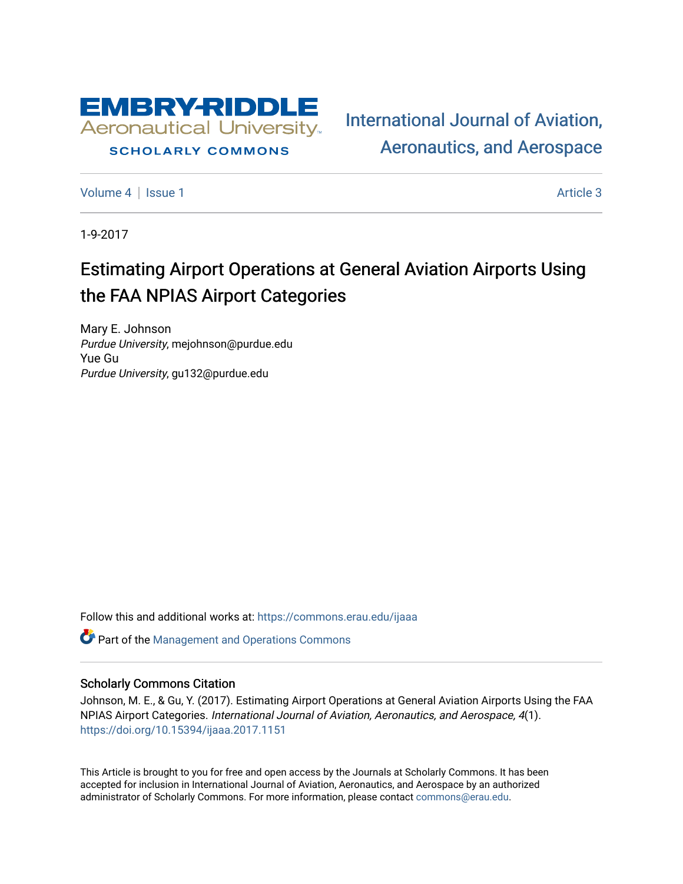International Journal of Aviation, Aeronautics, and Aerospace

Volume 4 | Issue 1 — Article 3

1-9-2017

# Estimating Airport Operations at General Aviation Airports Using the FAA NPIAS Airport Categories

Mary E. Johnson
*Purdue University*, mejohnson@purdue.edu

Yue Gu
*Purdue University*, gu132@purdue.edu

Follow this and additional works at: https://commons.erau.edu/ijaaa

Part of the Management and Operations Commons

## Scholarly Commons Citation

Johnson, M. E., & Gu, Y. (2017). Estimating Airport Operations at General Aviation Airports Using the FAA NPIAS Airport Categories. *International Journal of Aviation, Aeronautics, and Aerospace, 4*(1). https://doi.org/10.15394/ijaaa.2017.1151

This Article is brought to you for free and open access by the Journals at Scholarly Commons. It has been accepted for inclusion in International Journal of Aviation, Aeronautics, and Aerospace by an authorized administrator of Scholarly Commons. For more information, please contact commons@erau.edu.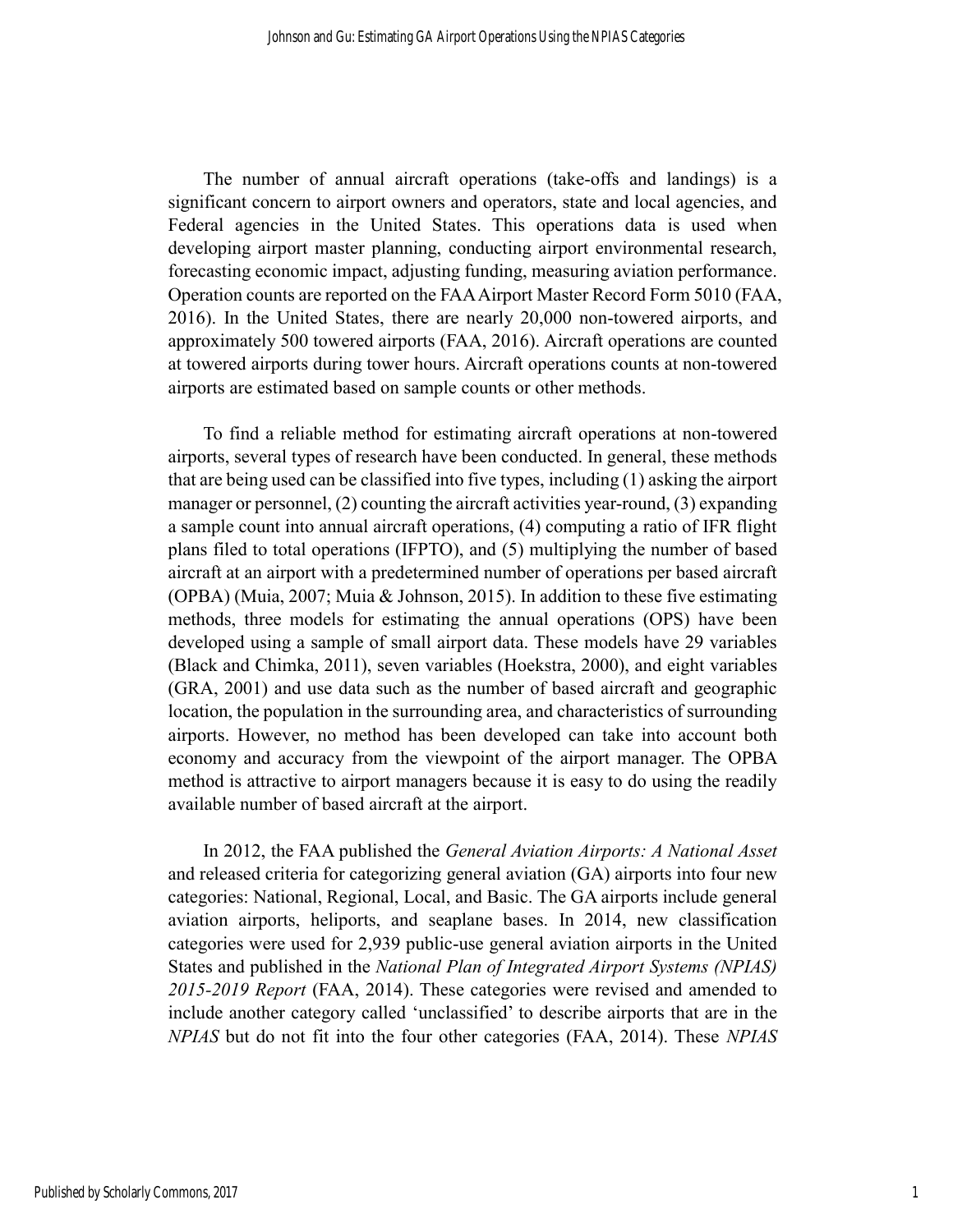The number of annual aircraft operations (take-offs and landings) is a significant concern to airport owners and operators, state and local agencies, and Federal agencies in the United States. This operations data is used when developing airport master planning, conducting airport environmental research, forecasting economic impact, adjusting funding, measuring aviation performance. Operation counts are reported on the FAA Airport Master Record Form 5010 (FAA, 2016). In the United States, there are nearly 20,000 non-towered airports, and approximately 500 towered airports (FAA, 2016). Aircraft operations are counted at towered airports during tower hours. Aircraft operations counts at non-towered airports are estimated based on sample counts or other methods.

To find a reliable method for estimating aircraft operations at non-towered airports, several types of research have been conducted. In general, these methods that are being used can be classified into five types, including (1) asking the airport manager or personnel, (2) counting the aircraft activities year-round, (3) expanding a sample count into annual aircraft operations, (4) computing a ratio of IFR flight plans filed to total operations (IFPTO), and (5) multiplying the number of based aircraft at an airport with a predetermined number of operations per based aircraft (OPBA) (Muia, 2007; Muia & Johnson, 2015). In addition to these five estimating methods, three models for estimating the annual operations (OPS) have been developed using a sample of small airport data. These models have 29 variables (Black and Chimka, 2011), seven variables (Hoekstra, 2000), and eight variables (GRA, 2001) and use data such as the number of based aircraft and geographic location, the population in the surrounding area, and characteristics of surrounding airports. However, no method has been developed can take into account both economy and accuracy from the viewpoint of the airport manager. The OPBA method is attractive to airport managers because it is easy to do using the readily available number of based aircraft at the airport.

In 2012, the FAA published the *General Aviation Airports: A National Asset* and released criteria for categorizing general aviation (GA) airports into four new categories: National, Regional, Local, and Basic. The GA airports include general aviation airports, heliports, and seaplane bases. In 2014, new classification categories were used for 2,939 public-use general aviation airports in the United States and published in the *National Plan of Integrated Airport Systems (NPIAS) 2015-2019 Report* (FAA, 2014). These categories were revised and amended to include another category called 'unclassified' to describe airports that are in the *NPIAS* but do not fit into the four other categories (FAA, 2014). These *NPIAS*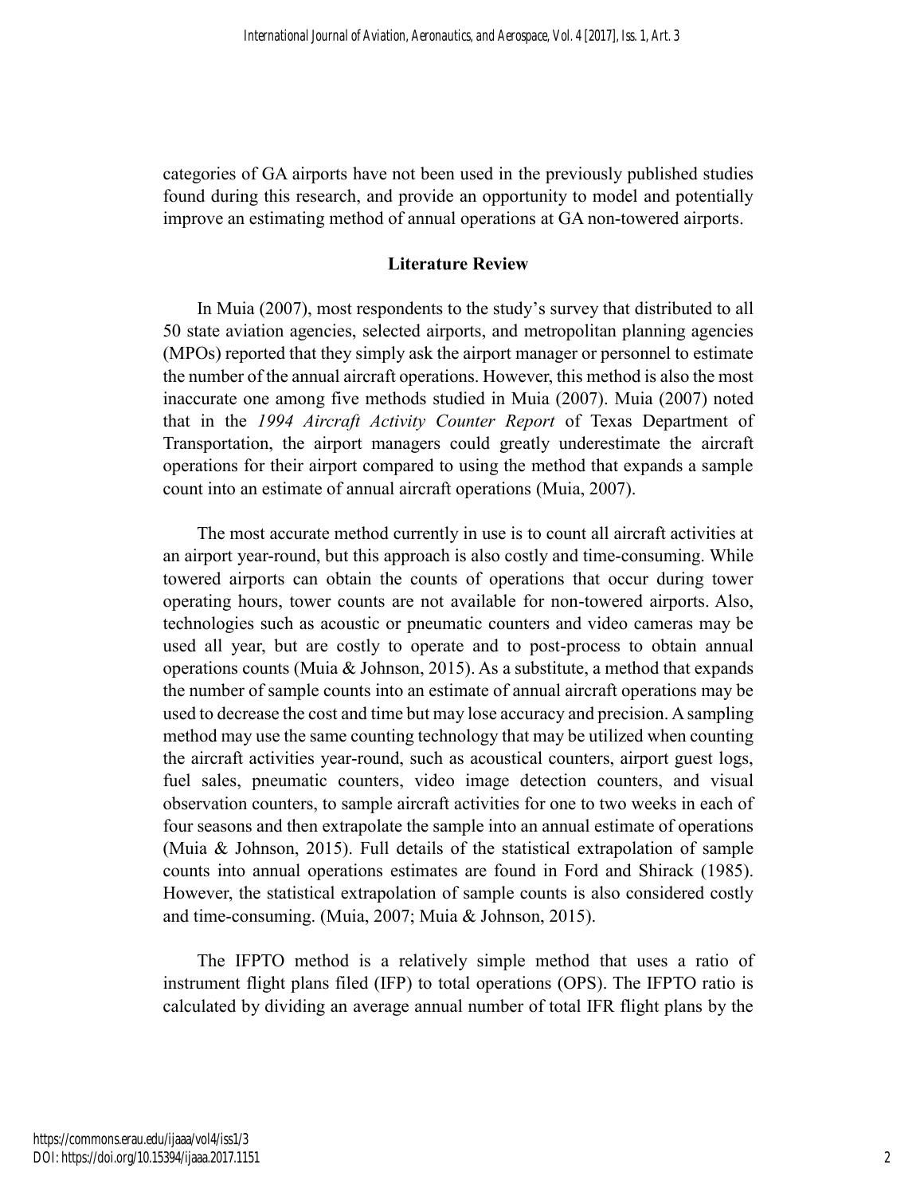categories of GA airports have not been used in the previously published studies found during this research, and provide an opportunity to model and potentially improve an estimating method of annual operations at GA non-towered airports.

## Literature Review

In Muia (2007), most respondents to the study's survey that distributed to all 50 state aviation agencies, selected airports, and metropolitan planning agencies (MPOs) reported that they simply ask the airport manager or personnel to estimate the number of the annual aircraft operations. However, this method is also the most inaccurate one among five methods studied in Muia (2007). Muia (2007) noted that in the *1994 Aircraft Activity Counter Report* of Texas Department of Transportation, the airport managers could greatly underestimate the aircraft operations for their airport compared to using the method that expands a sample count into an estimate of annual aircraft operations (Muia, 2007).

The most accurate method currently in use is to count all aircraft activities at an airport year-round, but this approach is also costly and time-consuming. While towered airports can obtain the counts of operations that occur during tower operating hours, tower counts are not available for non-towered airports. Also, technologies such as acoustic or pneumatic counters and video cameras may be used all year, but are costly to operate and to post-process to obtain annual operations counts (Muia & Johnson, 2015). As a substitute, a method that expands the number of sample counts into an estimate of annual aircraft operations may be used to decrease the cost and time but may lose accuracy and precision. A sampling method may use the same counting technology that may be utilized when counting the aircraft activities year-round, such as acoustical counters, airport guest logs, fuel sales, pneumatic counters, video image detection counters, and visual observation counters, to sample aircraft activities for one to two weeks in each of four seasons and then extrapolate the sample into an annual estimate of operations (Muia & Johnson, 2015). Full details of the statistical extrapolation of sample counts into annual operations estimates are found in Ford and Shirack (1985). However, the statistical extrapolation of sample counts is also considered costly and time-consuming. (Muia, 2007; Muia & Johnson, 2015).

The IFPTO method is a relatively simple method that uses a ratio of instrument flight plans filed (IFP) to total operations (OPS). The IFPTO ratio is calculated by dividing an average annual number of total IFR flight plans by the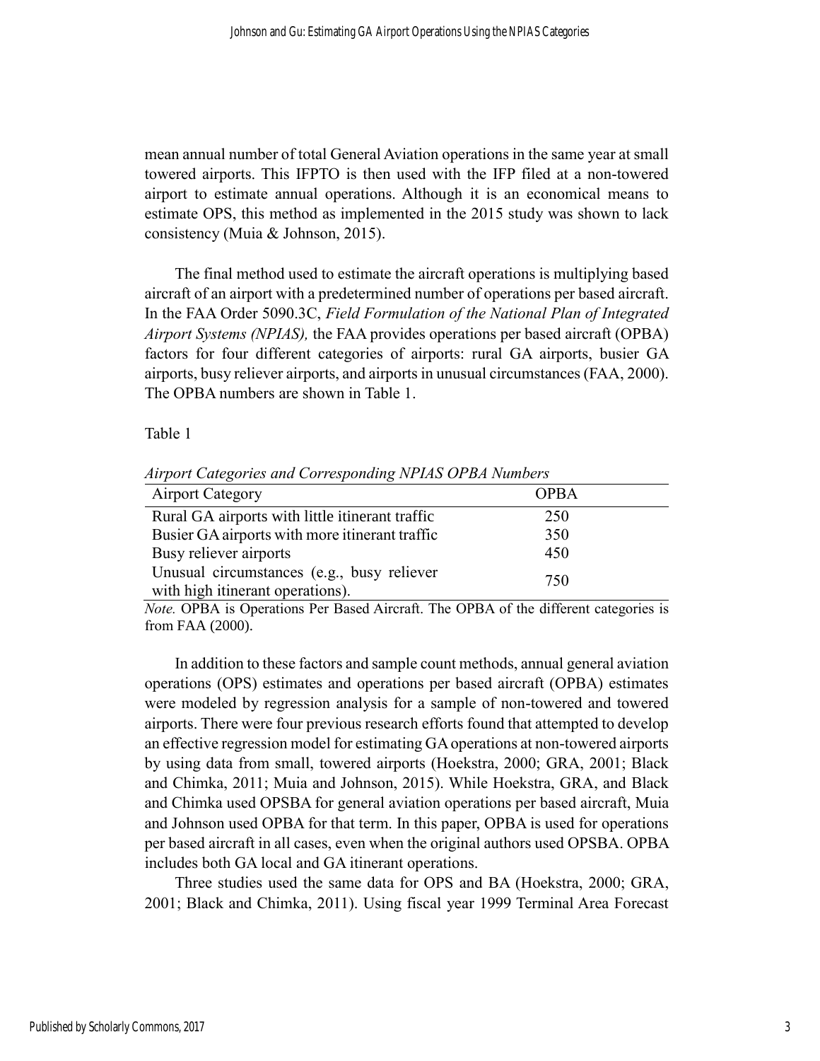mean annual number of total General Aviation operations in the same year at small towered airports. This IFPTO is then used with the IFP filed at a non-towered airport to estimate annual operations. Although it is an economical means to estimate OPS, this method as implemented in the 2015 study was shown to lack consistency (Muia & Johnson, 2015).

The final method used to estimate the aircraft operations is multiplying based aircraft of an airport with a predetermined number of operations per based aircraft. In the FAA Order 5090.3C, *Field Formulation of the National Plan of Integrated Airport Systems (NPIAS),* the FAA provides operations per based aircraft (OPBA) factors for four different categories of airports: rural GA airports, busier GA airports, busy reliever airports, and airports in unusual circumstances (FAA, 2000). The OPBA numbers are shown in Table 1.

Table 1

*Airport Categories and Corresponding NPIAS OPBA Numbers*

| Airport Category | OPBA |
| --- | --- |
| Rural GA airports with little itinerant traffic | 250 |
| Busier GA airports with more itinerant traffic | 350 |
| Busy reliever airports | 450 |
| Unusual circumstances (e.g., busy reliever with high itinerant operations). | 750 |

*Note.* OPBA is Operations Per Based Aircraft. The OPBA of the different categories is from FAA (2000).

In addition to these factors and sample count methods, annual general aviation operations (OPS) estimates and operations per based aircraft (OPBA) estimates were modeled by regression analysis for a sample of non-towered and towered airports. There were four previous research efforts found that attempted to develop an effective regression model for estimating GA operations at non-towered airports by using data from small, towered airports (Hoekstra, 2000; GRA, 2001; Black and Chimka, 2011; Muia and Johnson, 2015). While Hoekstra, GRA, and Black and Chimka used OPSBA for general aviation operations per based aircraft, Muia and Johnson used OPBA for that term. In this paper, OPBA is used for operations per based aircraft in all cases, even when the original authors used OPSBA. OPBA includes both GA local and GA itinerant operations.

Three studies used the same data for OPS and BA (Hoekstra, 2000; GRA, 2001; Black and Chimka, 2011). Using fiscal year 1999 Terminal Area Forecast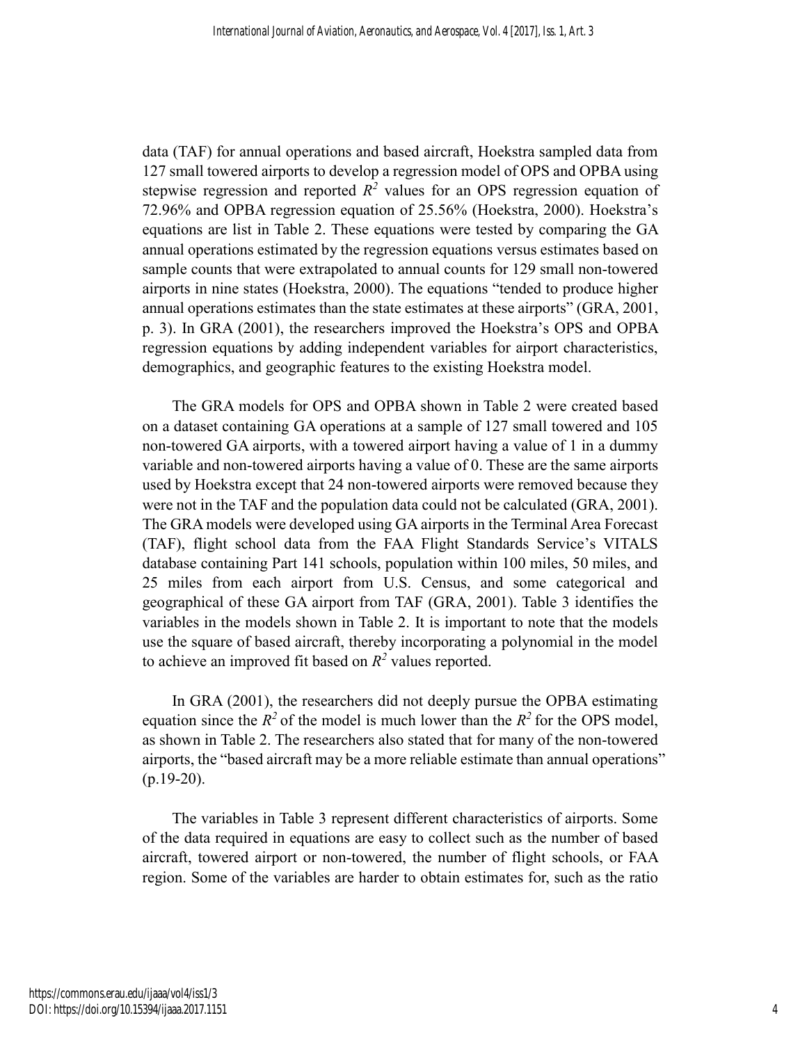data (TAF) for annual operations and based aircraft, Hoekstra sampled data from 127 small towered airports to develop a regression model of OPS and OPBA using stepwise regression and reported $R^2$ values for an OPS regression equation of 72.96% and OPBA regression equation of 25.56% (Hoekstra, 2000). Hoekstra's equations are list in Table 2. These equations were tested by comparing the GA annual operations estimated by the regression equations versus estimates based on sample counts that were extrapolated to annual counts for 129 small non-towered airports in nine states (Hoekstra, 2000). The equations "tended to produce higher annual operations estimates than the state estimates at these airports" (GRA, 2001, p. 3). In GRA (2001), the researchers improved the Hoekstra's OPS and OPBA regression equations by adding independent variables for airport characteristics, demographics, and geographic features to the existing Hoekstra model.

The GRA models for OPS and OPBA shown in Table 2 were created based on a dataset containing GA operations at a sample of 127 small towered and 105 non-towered GA airports, with a towered airport having a value of 1 in a dummy variable and non-towered airports having a value of 0. These are the same airports used by Hoekstra except that 24 non-towered airports were removed because they were not in the TAF and the population data could not be calculated (GRA, 2001). The GRA models were developed using GA airports in the Terminal Area Forecast (TAF), flight school data from the FAA Flight Standards Service's VITALS database containing Part 141 schools, population within 100 miles, 50 miles, and 25 miles from each airport from U.S. Census, and some categorical and geographical of these GA airport from TAF (GRA, 2001). Table 3 identifies the variables in the models shown in Table 2. It is important to note that the models use the square of based aircraft, thereby incorporating a polynomial in the model to achieve an improved fit based on $R^2$ values reported.

In GRA (2001), the researchers did not deeply pursue the OPBA estimating equation since the $R^2$ of the model is much lower than the $R^2$ for the OPS model, as shown in Table 2. The researchers also stated that for many of the non-towered airports, the "based aircraft may be a more reliable estimate than annual operations" (p.19-20).

The variables in Table 3 represent different characteristics of airports. Some of the data required in equations are easy to collect such as the number of based aircraft, towered airport or non-towered, the number of flight schools, or FAA region. Some of the variables are harder to obtain estimates for, such as the ratio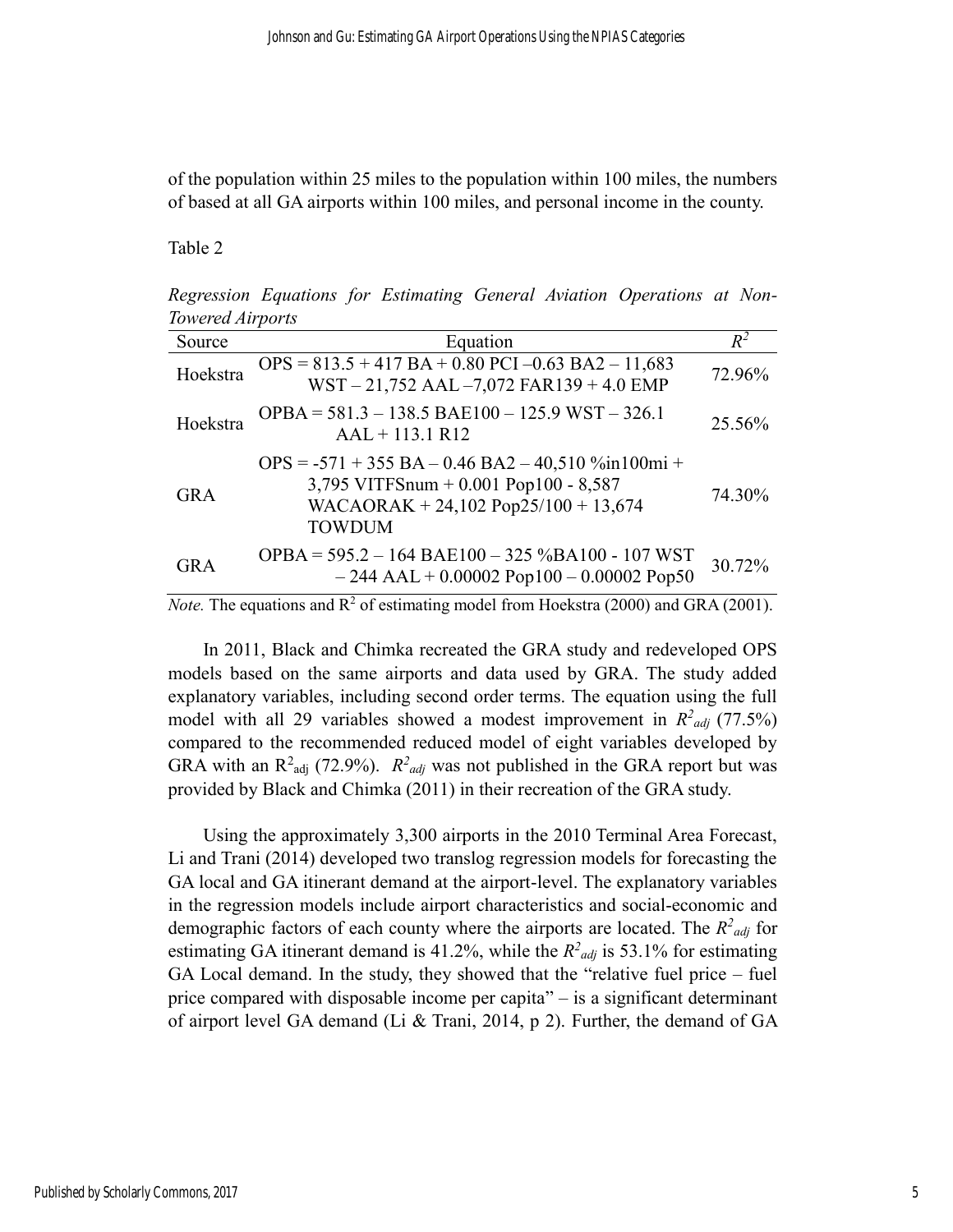of the population within 25 miles to the population within 100 miles, the numbers of based at all GA airports within 100 miles, and personal income in the county.

Table 2

*Regression Equations for Estimating General Aviation Operations at Non-Towered Airports*

| Source | Equation | $R^2$ |
|---|---|---|
| Hoekstra | OPS = 813.5 + 417 BA + 0.80 PCI –0.63 BA2 – 11,683 WST – 21,752 AAL –7,072 FAR139 + 4.0 EMP | 72.96% |
| Hoekstra | OPBA = 581.3 – 138.5 BAE100 – 125.9 WST – 326.1 AAL + 113.1 R12 | 25.56% |
| GRA | OPS = -571 + 355 BA – 0.46 BA2 – 40,510 %in100mi + 3,795 VITFSnum + 0.001 Pop100 - 8,587 WACAORAK + 24,102 Pop25/100 + 13,674 TOWDUM | 74.30% |
| GRA | OPBA = 595.2 – 164 BAE100 – 325 %BA100 - 107 WST – 244 AAL + 0.00002 Pop100 – 0.00002 Pop50 | 30.72% |

*Note.* The equations and $R^2$ of estimating model from Hoekstra (2000) and GRA (2001).

In 2011, Black and Chimka recreated the GRA study and redeveloped OPS models based on the same airports and data used by GRA. The study added explanatory variables, including second order terms. The equation using the full model with all 29 variables showed a modest improvement in $R^2_{adj}$ (77.5%) compared to the recommended reduced model of eight variables developed by GRA with an $R^2_{adj}$ (72.9%). $R^2_{adj}$ was not published in the GRA report but was provided by Black and Chimka (2011) in their recreation of the GRA study.

Using the approximately 3,300 airports in the 2010 Terminal Area Forecast, Li and Trani (2014) developed two translog regression models for forecasting the GA local and GA itinerant demand at the airport-level. The explanatory variables in the regression models include airport characteristics and social-economic and demographic factors of each county where the airports are located. The $R^2_{adj}$ for estimating GA itinerant demand is 41.2%, while the $R^2_{adj}$ is 53.1% for estimating GA Local demand. In the study, they showed that the "relative fuel price – fuel price compared with disposable income per capita" – is a significant determinant of airport level GA demand (Li & Trani, 2014, p 2). Further, the demand of GA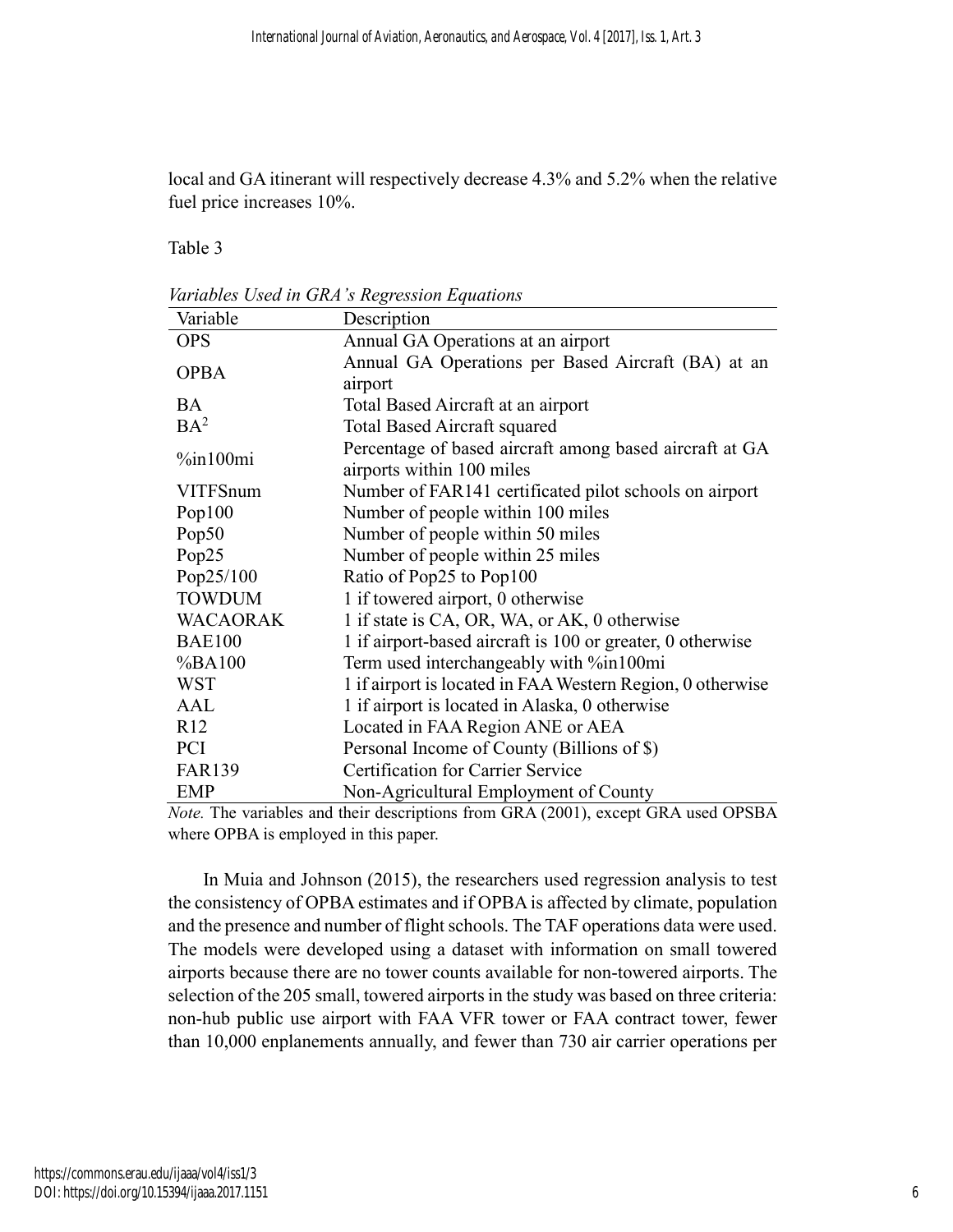local and GA itinerant will respectively decrease 4.3% and 5.2% when the relative fuel price increases 10%.

Table 3

*Variables Used in GRA's Regression Equations*

| Variable | Description |
|---|---|
| OPS | Annual GA Operations at an airport |
| OPBA | Annual GA Operations per Based Aircraft (BA) at an airport |
| BA | Total Based Aircraft at an airport |
| $BA^2$ | Total Based Aircraft squared |
| %in100mi | Percentage of based aircraft among based aircraft at GA airports within 100 miles |
| VITFSnum | Number of FAR141 certificated pilot schools on airport |
| Pop100 | Number of people within 100 miles |
| Pop50 | Number of people within 50 miles |
| Pop25 | Number of people within 25 miles |
| Pop25/100 | Ratio of Pop25 to Pop100 |
| TOWDUM | 1 if towered airport, 0 otherwise |
| WACAORAK | 1 if state is CA, OR, WA, or AK, 0 otherwise |
| BAE100 | 1 if airport-based aircraft is 100 or greater, 0 otherwise |
| %BA100 | Term used interchangeably with %in100mi |
| WST | 1 if airport is located in FAA Western Region, 0 otherwise |
| AAL | 1 if airport is located in Alaska, 0 otherwise |
| R12 | Located in FAA Region ANE or AEA |
| PCI | Personal Income of County (Billions of $) |
| FAR139 | Certification for Carrier Service |
| EMP | Non-Agricultural Employment of County |

*Note.* The variables and their descriptions from GRA (2001), except GRA used OPSBA where OPBA is employed in this paper.

In Muia and Johnson (2015), the researchers used regression analysis to test the consistency of OPBA estimates and if OPBA is affected by climate, population and the presence and number of flight schools. The TAF operations data were used. The models were developed using a dataset with information on small towered airports because there are no tower counts available for non-towered airports. The selection of the 205 small, towered airports in the study was based on three criteria: non-hub public use airport with FAA VFR tower or FAA contract tower, fewer than 10,000 enplanements annually, and fewer than 730 air carrier operations per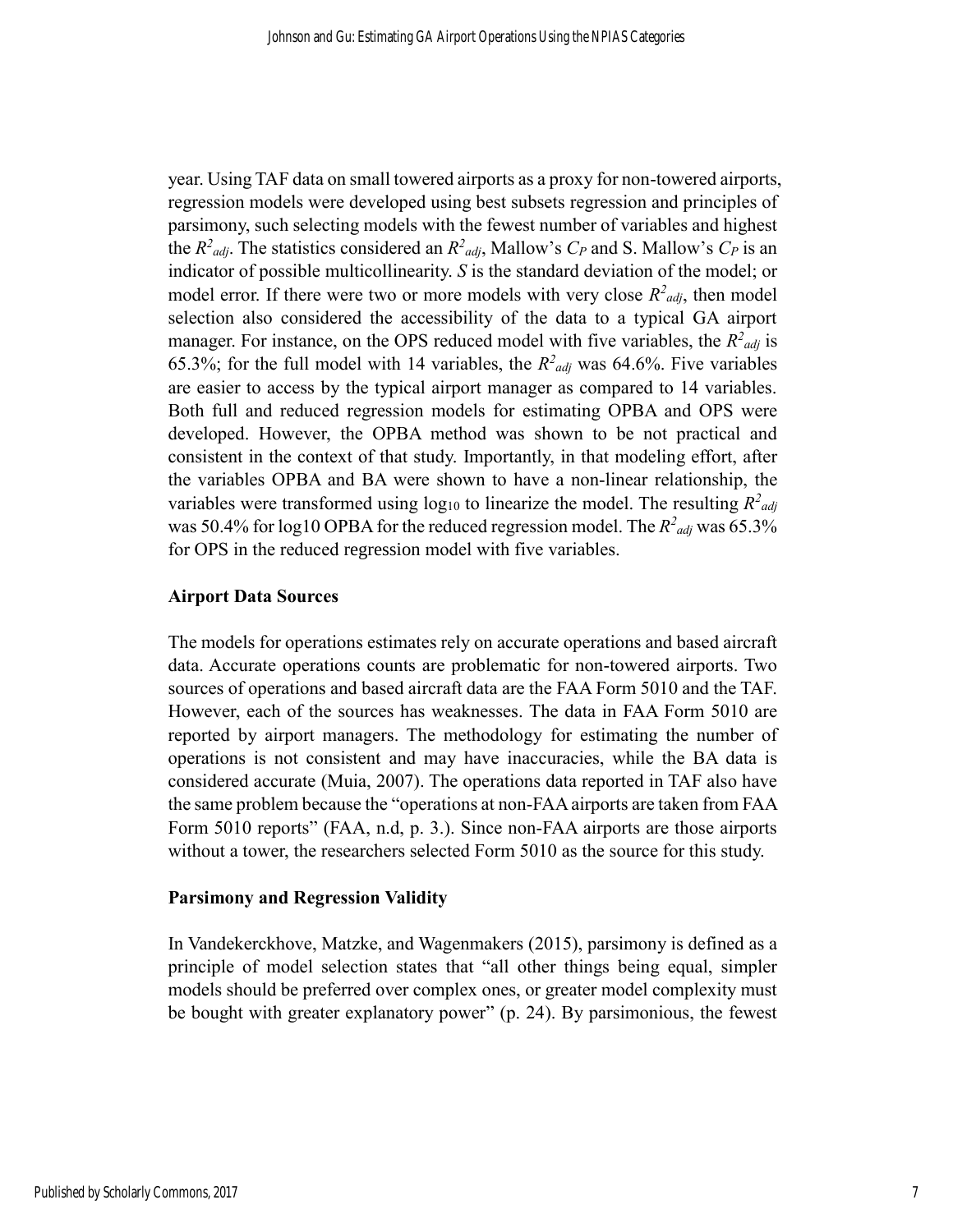year. Using TAF data on small towered airports as a proxy for non-towered airports, regression models were developed using best subsets regression and principles of parsimony, such selecting models with the fewest number of variables and highest the $R^2_{adj}$. The statistics considered an $R^2_{adj}$, Mallow's $C_P$ and S. Mallow's $C_P$ is an indicator of possible multicollinearity. *S* is the standard deviation of the model; or model error. If there were two or more models with very close $R^2_{adj}$, then model selection also considered the accessibility of the data to a typical GA airport manager. For instance, on the OPS reduced model with five variables, the $R^2_{adj}$ is 65.3%; for the full model with 14 variables, the $R^2_{adj}$ was 64.6%. Five variables are easier to access by the typical airport manager as compared to 14 variables. Both full and reduced regression models for estimating OPBA and OPS were developed. However, the OPBA method was shown to be not practical and consistent in the context of that study. Importantly, in that modeling effort, after the variables OPBA and BA were shown to have a non-linear relationship, the variables were transformed using $\log_{10}$ to linearize the model. The resulting $R^2_{adj}$ was 50.4% for log10 OPBA for the reduced regression model. The $R^2_{adj}$ was 65.3% for OPS in the reduced regression model with five variables.

### Airport Data Sources

The models for operations estimates rely on accurate operations and based aircraft data. Accurate operations counts are problematic for non-towered airports. Two sources of operations and based aircraft data are the FAA Form 5010 and the TAF. However, each of the sources has weaknesses. The data in FAA Form 5010 are reported by airport managers. The methodology for estimating the number of operations is not consistent and may have inaccuracies, while the BA data is considered accurate (Muia, 2007). The operations data reported in TAF also have the same problem because the "operations at non-FAA airports are taken from FAA Form 5010 reports" (FAA, n.d, p. 3.). Since non-FAA airports are those airports without a tower, the researchers selected Form 5010 as the source for this study.

### Parsimony and Regression Validity

In Vandekerckhove, Matzke, and Wagenmakers (2015), parsimony is defined as a principle of model selection states that "all other things being equal, simpler models should be preferred over complex ones, or greater model complexity must be bought with greater explanatory power" (p. 24). By parsimonious, the fewest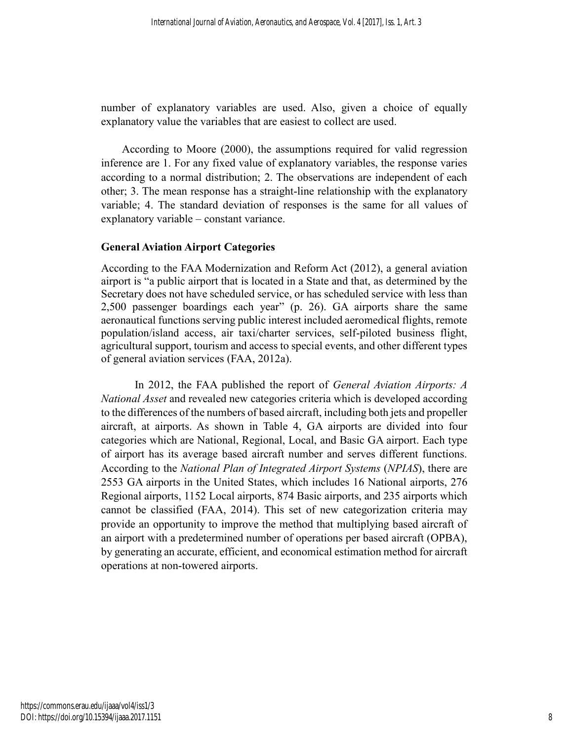number of explanatory variables are used. Also, given a choice of equally explanatory value the variables that are easiest to collect are used.

According to Moore (2000), the assumptions required for valid regression inference are 1. For any fixed value of explanatory variables, the response varies according to a normal distribution; 2. The observations are independent of each other; 3. The mean response has a straight-line relationship with the explanatory variable; 4. The standard deviation of responses is the same for all values of explanatory variable – constant variance.

## General Aviation Airport Categories

According to the FAA Modernization and Reform Act (2012), a general aviation airport is "a public airport that is located in a State and that, as determined by the Secretary does not have scheduled service, or has scheduled service with less than 2,500 passenger boardings each year" (p. 26). GA airports share the same aeronautical functions serving public interest included aeromedical flights, remote population/island access, air taxi/charter services, self-piloted business flight, agricultural support, tourism and access to special events, and other different types of general aviation services (FAA, 2012a).

In 2012, the FAA published the report of *General Aviation Airports: A National Asset* and revealed new categories criteria which is developed according to the differences of the numbers of based aircraft, including both jets and propeller aircraft, at airports. As shown in Table 4, GA airports are divided into four categories which are National, Regional, Local, and Basic GA airport. Each type of airport has its average based aircraft number and serves different functions. According to the *National Plan of Integrated Airport Systems* (*NPIAS*), there are 2553 GA airports in the United States, which includes 16 National airports, 276 Regional airports, 1152 Local airports, 874 Basic airports, and 235 airports which cannot be classified (FAA, 2014). This set of new categorization criteria may provide an opportunity to improve the method that multiplying based aircraft of an airport with a predetermined number of operations per based aircraft (OPBA), by generating an accurate, efficient, and economical estimation method for aircraft operations at non-towered airports.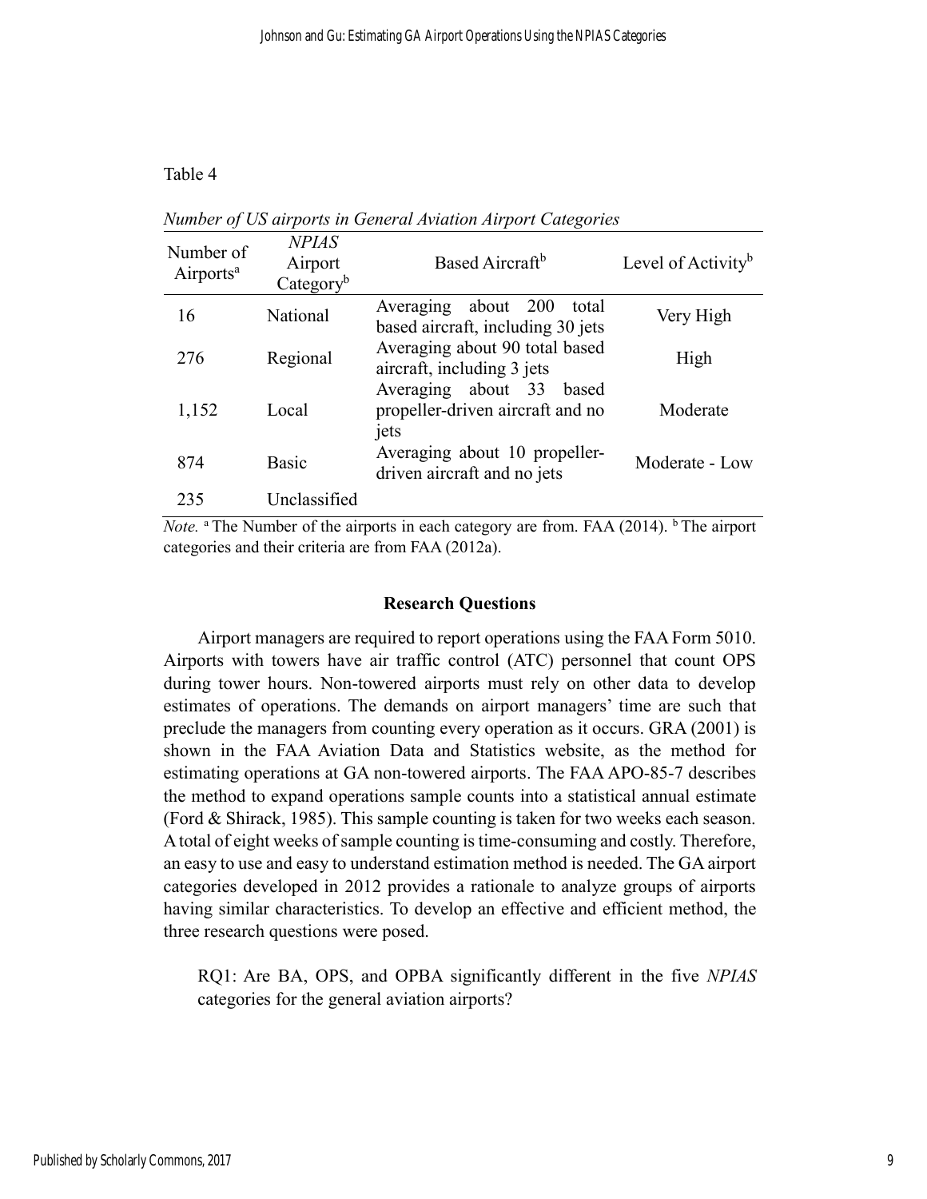Table 4

*Number of US airports in General Aviation Airport Categories*

| Number of Airports[a] | *NPIAS* Airport Category[b] | Based Aircraft[b] | Level of Activity[b] |
|---|---|---|---|
| 16 | National | Averaging about 200 total based aircraft, including 30 jets | Very High |
| 276 | Regional | Averaging about 90 total based aircraft, including 3 jets | High |
| 1,152 | Local | Averaging about 33 based propeller-driven aircraft and no jets | Moderate |
| 874 | Basic | Averaging about 10 propeller-driven aircraft and no jets | Moderate - Low |
| 235 | Unclassified | | |

*Note.* [a] The Number of the airports in each category are from. FAA (2014). [b] The airport categories and their criteria are from FAA (2012a).

### Research Questions

Airport managers are required to report operations using the FAA Form 5010. Airports with towers have air traffic control (ATC) personnel that count OPS during tower hours. Non-towered airports must rely on other data to develop estimates of operations. The demands on airport managers' time are such that preclude the managers from counting every operation as it occurs. GRA (2001) is shown in the FAA Aviation Data and Statistics website, as the method for estimating operations at GA non-towered airports. The FAA APO-85-7 describes the method to expand operations sample counts into a statistical annual estimate (Ford & Shirack, 1985). This sample counting is taken for two weeks each season. A total of eight weeks of sample counting is time-consuming and costly. Therefore, an easy to use and easy to understand estimation method is needed. The GA airport categories developed in 2012 provides a rationale to analyze groups of airports having similar characteristics. To develop an effective and efficient method, the three research questions were posed.

RQ1: Are BA, OPS, and OPBA significantly different in the five *NPIAS* categories for the general aviation airports?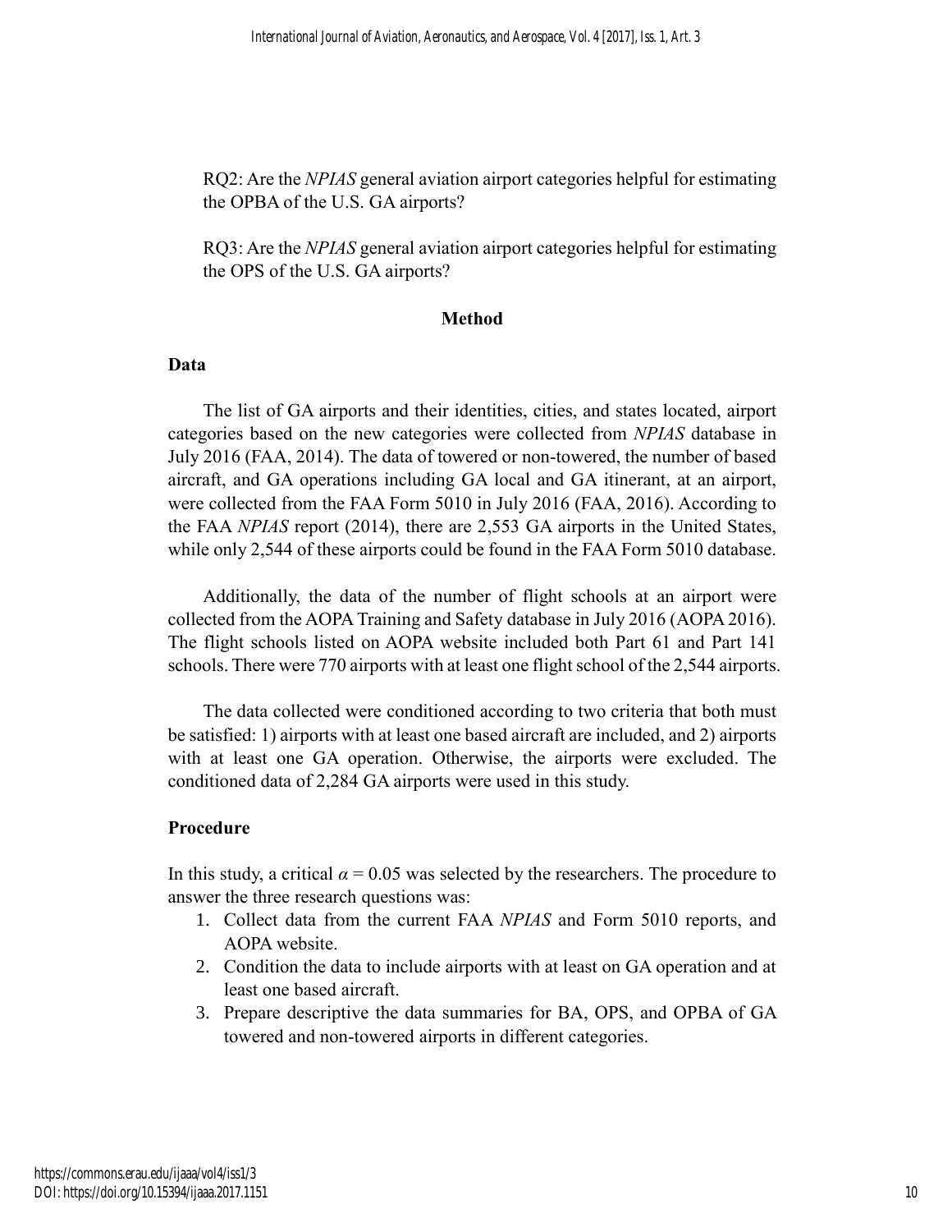RQ2: Are the *NPIAS* general aviation airport categories helpful for estimating the OPBA of the U.S. GA airports?

RQ3: Are the *NPIAS* general aviation airport categories helpful for estimating the OPS of the U.S. GA airports?

## Method

### Data

The list of GA airports and their identities, cities, and states located, airport categories based on the new categories were collected from *NPIAS* database in July 2016 (FAA, 2014). The data of towered or non-towered, the number of based aircraft, and GA operations including GA local and GA itinerant, at an airport, were collected from the FAA Form 5010 in July 2016 (FAA, 2016). According to the FAA *NPIAS* report (2014), there are 2,553 GA airports in the United States, while only 2,544 of these airports could be found in the FAA Form 5010 database.

Additionally, the data of the number of flight schools at an airport were collected from the AOPA Training and Safety database in July 2016 (AOPA 2016). The flight schools listed on AOPA website included both Part 61 and Part 141 schools. There were 770 airports with at least one flight school of the 2,544 airports.

The data collected were conditioned according to two criteria that both must be satisfied: 1) airports with at least one based aircraft are included, and 2) airports with at least one GA operation. Otherwise, the airports were excluded. The conditioned data of 2,284 GA airports were used in this study.

### Procedure

In this study, a critical $\alpha = 0.05$ was selected by the researchers. The procedure to answer the three research questions was:

1. Collect data from the current FAA *NPIAS* and Form 5010 reports, and AOPA website.
2. Condition the data to include airports with at least on GA operation and at least one based aircraft.
3. Prepare descriptive the data summaries for BA, OPS, and OPBA of GA towered and non-towered airports in different categories.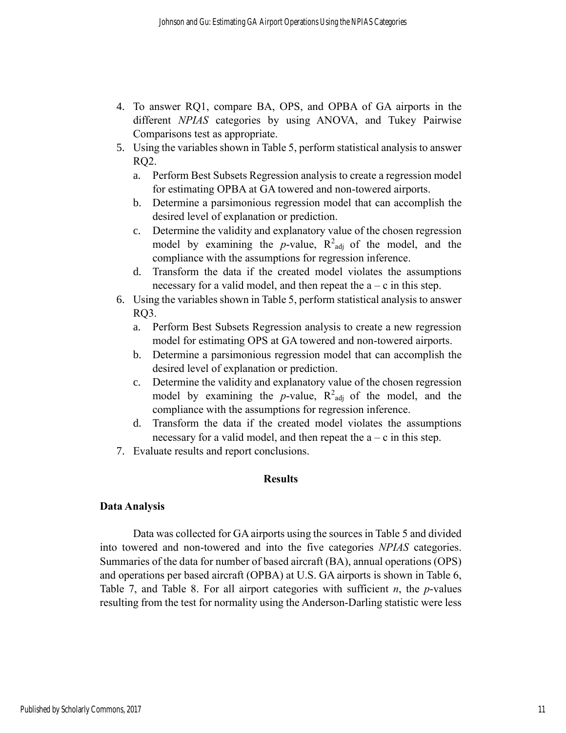4. To answer RQ1, compare BA, OPS, and OPBA of GA airports in the different *NPIAS* categories by using ANOVA, and Tukey Pairwise Comparisons test as appropriate.
5. Using the variables shown in Table 5, perform statistical analysis to answer RQ2.
    a. Perform Best Subsets Regression analysis to create a regression model for estimating OPBA at GA towered and non-towered airports.
    b. Determine a parsimonious regression model that can accomplish the desired level of explanation or prediction.
    c. Determine the validity and explanatory value of the chosen regression model by examining the *p*-value, $R^2_{adj}$ of the model, and the compliance with the assumptions for regression inference.
    d. Transform the data if the created model violates the assumptions necessary for a valid model, and then repeat the a – c in this step.
6. Using the variables shown in Table 5, perform statistical analysis to answer RQ3.
    a. Perform Best Subsets Regression analysis to create a new regression model for estimating OPS at GA towered and non-towered airports.
    b. Determine a parsimonious regression model that can accomplish the desired level of explanation or prediction.
    c. Determine the validity and explanatory value of the chosen regression model by examining the *p*-value, $R^2_{adj}$ of the model, and the compliance with the assumptions for regression inference.
    d. Transform the data if the created model violates the assumptions necessary for a valid model, and then repeat the a – c in this step.
7. Evaluate results and report conclusions.

## Results

### Data Analysis

Data was collected for GA airports using the sources in Table 5 and divided into towered and non-towered and into the five categories *NPIAS* categories. Summaries of the data for number of based aircraft (BA), annual operations (OPS) and operations per based aircraft (OPBA) at U.S. GA airports is shown in Table 6, Table 7, and Table 8. For all airport categories with sufficient *n*, the *p*-values resulting from the test for normality using the Anderson-Darling statistic were less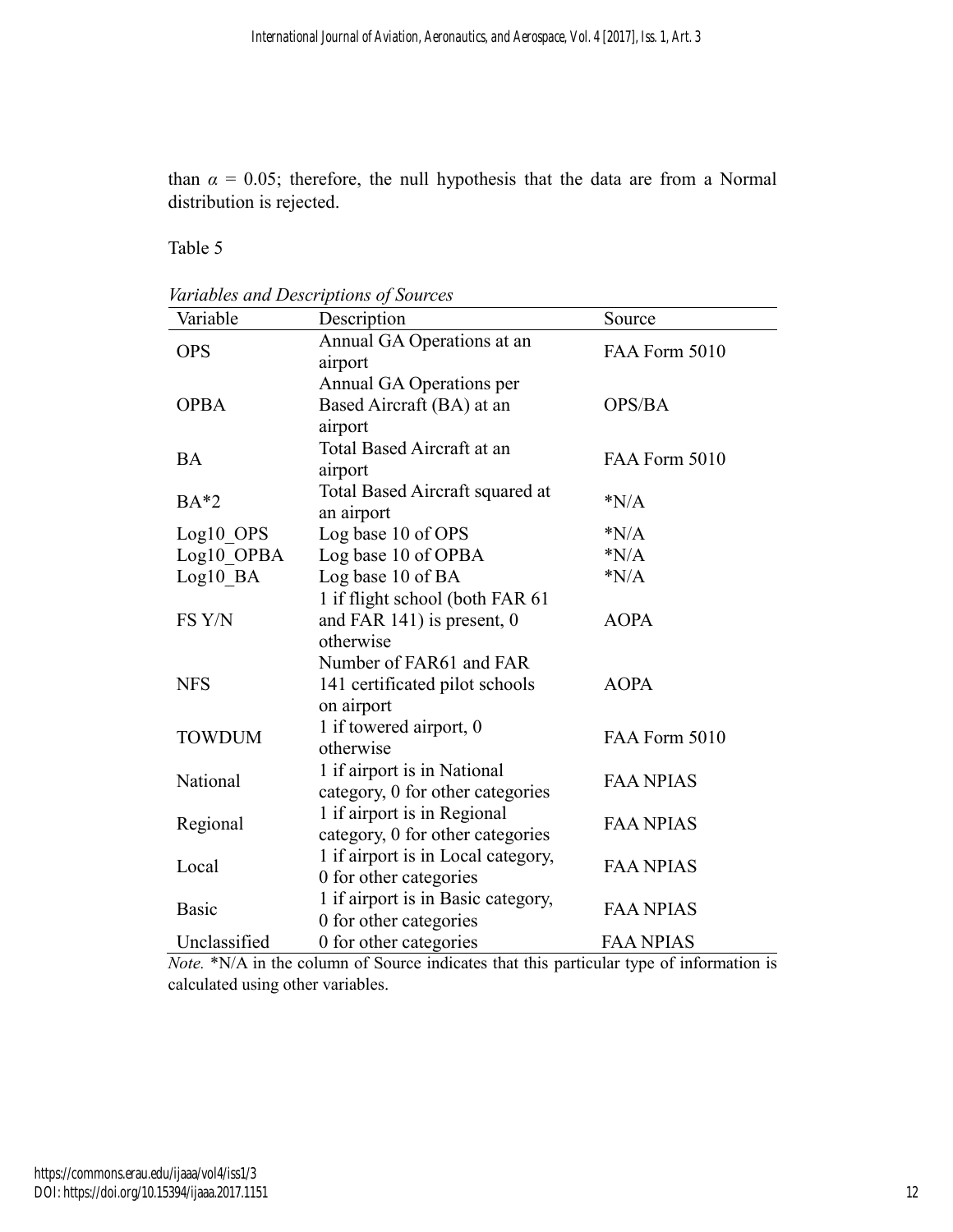than $\alpha = 0.05$; therefore, the null hypothesis that the data are from a Normal distribution is rejected.

Table 5

*Variables and Descriptions of Sources*

| Variable | Description | Source |
|---|---|---|
| OPS | Annual GA Operations at an airport | FAA Form 5010 |
| OPBA | Annual GA Operations per Based Aircraft (BA) at an airport | OPS/BA |
| BA | Total Based Aircraft at an airport | FAA Form 5010 |
| BA*2 | Total Based Aircraft squared at an airport | *N/A |
| Log10_OPS | Log base 10 of OPS | *N/A |
| Log10_OPBA | Log base 10 of OPBA | *N/A |
| Log10_BA | Log base 10 of BA | *N/A |
| FS Y/N | 1 if flight school (both FAR 61 and FAR 141) is present, 0 otherwise | AOPA |
| NFS | Number of FAR61 and FAR 141 certificated pilot schools on airport | AOPA |
| TOWDUM | 1 if towered airport, 0 otherwise | FAA Form 5010 |
| National | 1 if airport is in National category, 0 for other categories | FAA NPIAS |
| Regional | 1 if airport is in Regional category, 0 for other categories | FAA NPIAS |
| Local | 1 if airport is in Local category, 0 for other categories | FAA NPIAS |
| Basic | 1 if airport is in Basic category, 0 for other categories | FAA NPIAS |
| Unclassified | 0 for other categories | FAA NPIAS |

*Note.* *N/A in the column of Source indicates that this particular type of information is calculated using other variables.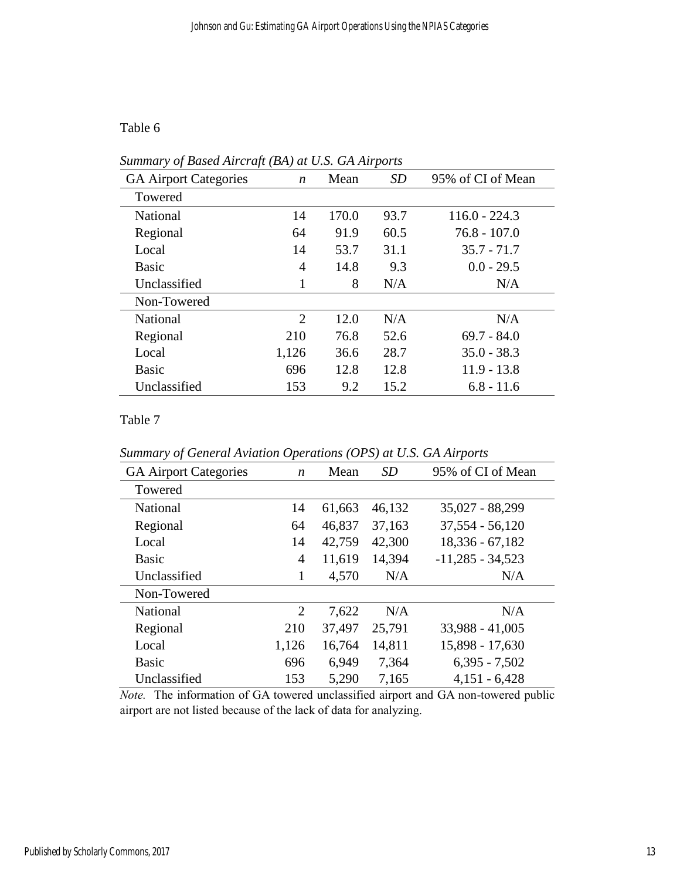Table 6

*Summary of Based Aircraft (BA) at U.S. GA Airports*

| GA Airport Categories | *n* | Mean | *SD* | 95% of CI of Mean |
|---|---|---|---|---|
| Towered | | | | |
| National | 14 | 170.0 | 93.7 | 116.0 - 224.3 |
| Regional | 64 | 91.9 | 60.5 | 76.8 - 107.0 |
| Local | 14 | 53.7 | 31.1 | 35.7 - 71.7 |
| Basic | 4 | 14.8 | 9.3 | 0.0 - 29.5 |
| Unclassified | 1 | 8 | N/A | N/A |
| Non-Towered | | | | |
| National | 2 | 12.0 | N/A | N/A |
| Regional | 210 | 76.8 | 52.6 | 69.7 - 84.0 |
| Local | 1,126 | 36.6 | 28.7 | 35.0 - 38.3 |
| Basic | 696 | 12.8 | 12.8 | 11.9 - 13.8 |
| Unclassified | 153 | 9.2 | 15.2 | 6.8 - 11.6 |

Table 7

*Summary of General Aviation Operations (OPS) at U.S. GA Airports*

| GA Airport Categories | *n* | Mean | *SD* | 95% of CI of Mean |
|---|---|---|---|---|
| Towered | | | | |
| National | 14 | 61,663 | 46,132 | 35,027 - 88,299 |
| Regional | 64 | 46,837 | 37,163 | 37,554 - 56,120 |
| Local | 14 | 42,759 | 42,300 | 18,336 - 67,182 |
| Basic | 4 | 11,619 | 14,394 | -11,285 - 34,523 |
| Unclassified | 1 | 4,570 | N/A | N/A |
| Non-Towered | | | | |
| National | 2 | 7,622 | N/A | N/A |
| Regional | 210 | 37,497 | 25,791 | 33,988 - 41,005 |
| Local | 1,126 | 16,764 | 14,811 | 15,898 - 17,630 |
| Basic | 696 | 6,949 | 7,364 | 6,395 - 7,502 |
| Unclassified | 153 | 5,290 | 7,165 | 4,151 - 6,428 |

*Note.* The information of GA towered unclassified airport and GA non-towered public airport are not listed because of the lack of data for analyzing.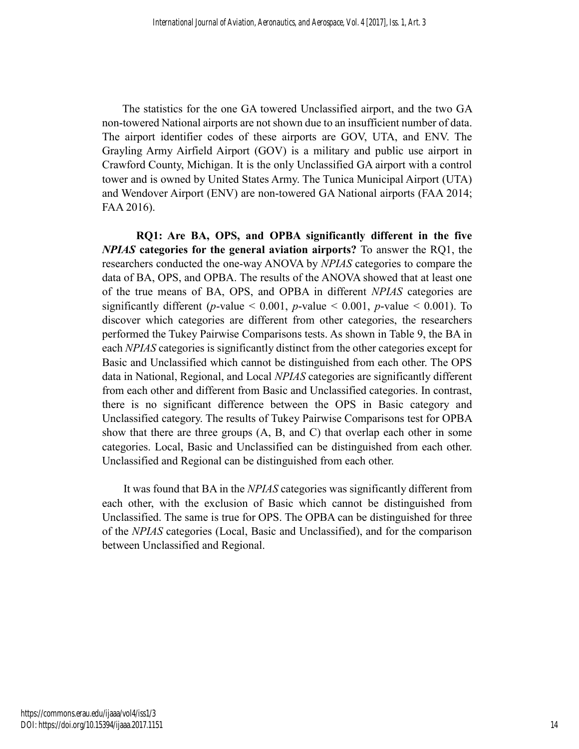The statistics for the one GA towered Unclassified airport, and the two GA non-towered National airports are not shown due to an insufficient number of data. The airport identifier codes of these airports are GOV, UTA, and ENV. The Grayling Army Airfield Airport (GOV) is a military and public use airport in Crawford County, Michigan. It is the only Unclassified GA airport with a control tower and is owned by United States Army. The Tunica Municipal Airport (UTA) and Wendover Airport (ENV) are non-towered GA National airports (FAA 2014; FAA 2016).

**RQ1: Are BA, OPS, and OPBA significantly different in the five *NPIAS* categories for the general aviation airports?** To answer the RQ1, the researchers conducted the one-way ANOVA by *NPIAS* categories to compare the data of BA, OPS, and OPBA. The results of the ANOVA showed that at least one of the true means of BA, OPS, and OPBA in different *NPIAS* categories are significantly different ($p$-value $< 0.001$, $p$-value $< 0.001$, $p$-value $< 0.001$). To discover which categories are different from other categories, the researchers performed the Tukey Pairwise Comparisons tests. As shown in Table 9, the BA in each *NPIAS* categories is significantly distinct from the other categories except for Basic and Unclassified which cannot be distinguished from each other. The OPS data in National, Regional, and Local *NPIAS* categories are significantly different from each other and different from Basic and Unclassified categories. In contrast, there is no significant difference between the OPS in Basic category and Unclassified category. The results of Tukey Pairwise Comparisons test for OPBA show that there are three groups (A, B, and C) that overlap each other in some categories. Local, Basic and Unclassified can be distinguished from each other. Unclassified and Regional can be distinguished from each other.

It was found that BA in the *NPIAS* categories was significantly different from each other, with the exclusion of Basic which cannot be distinguished from Unclassified. The same is true for OPS. The OPBA can be distinguished for three of the *NPIAS* categories (Local, Basic and Unclassified), and for the comparison between Unclassified and Regional.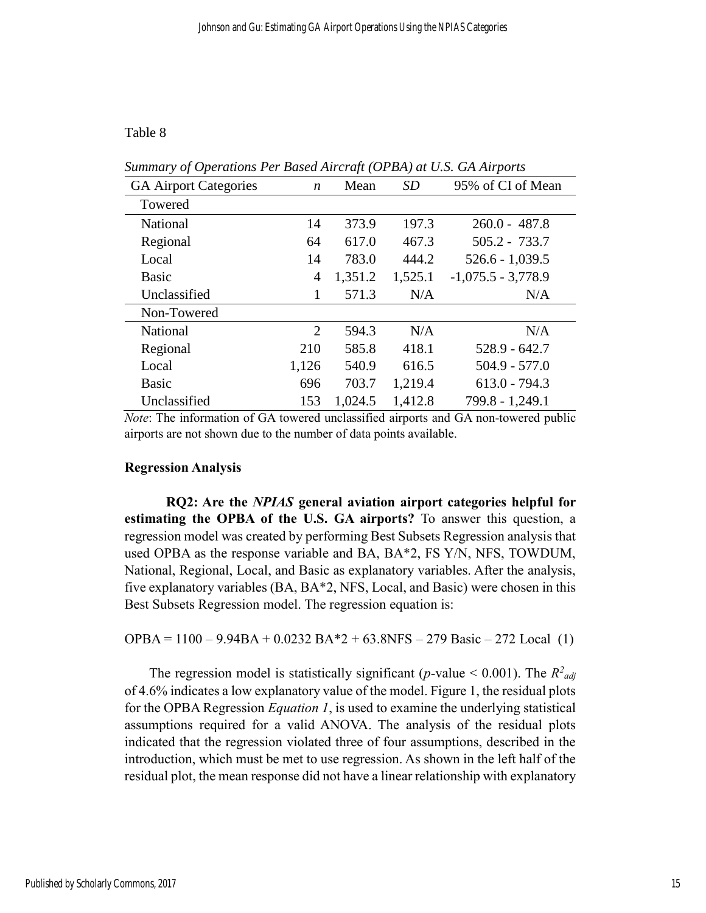Table 8

*Summary of Operations Per Based Aircraft (OPBA) at U.S. GA Airports*

| GA Airport Categories | *n* | Mean | *SD* | 95% of CI of Mean |
|---|---|---|---|---|
| Towered | | | | |
| National | 14 | 373.9 | 197.3 | 260.0 - 487.8 |
| Regional | 64 | 617.0 | 467.3 | 505.2 - 733.7 |
| Local | 14 | 783.0 | 444.2 | 526.6 - 1,039.5 |
| Basic | 4 | 1,351.2 | 1,525.1 | -1,075.5 - 3,778.9 |
| Unclassified | 1 | 571.3 | N/A | N/A |
| Non-Towered | | | | |
| National | 2 | 594.3 | N/A | N/A |
| Regional | 210 | 585.8 | 418.1 | 528.9 - 642.7 |
| Local | 1,126 | 540.9 | 616.5 | 504.9 - 577.0 |
| Basic | 696 | 703.7 | 1,219.4 | 613.0 - 794.3 |
| Unclassified | 153 | 1,024.5 | 1,412.8 | 799.8 - 1,249.1 |

*Note*: The information of GA towered unclassified airports and GA non-towered public airports are not shown due to the number of data points available.

### Regression Analysis

**RQ2: Are the *NPIAS* general aviation airport categories helpful for estimating the OPBA of the U.S. GA airports?** To answer this question, a regression model was created by performing Best Subsets Regression analysis that used OPBA as the response variable and BA, BA*2, FS Y/N, NFS, TOWDUM, National, Regional, Local, and Basic as explanatory variables. After the analysis, five explanatory variables (BA, BA*2, NFS, Local, and Basic) were chosen in this Best Subsets Regression model. The regression equation is:

$$OPBA = 1100 - 9.94BA + 0.0232\ BA{*}2 + 63.8NFS - 279\ Basic - 272\ Local \quad (1)$$

The regression model is statistically significant ($p$-value < 0.001). The $R^2_{adj}$ of 4.6% indicates a low explanatory value of the model. Figure 1, the residual plots for the OPBA Regression *Equation 1*, is used to examine the underlying statistical assumptions required for a valid ANOVA. The analysis of the residual plots indicated that the regression violated three of four assumptions, described in the introduction, which must be met to use regression. As shown in the left half of the residual plot, the mean response did not have a linear relationship with explanatory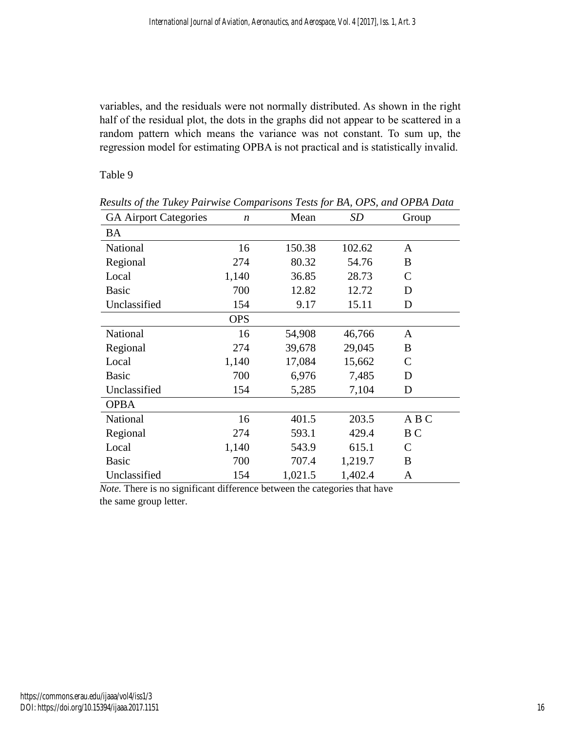variables, and the residuals were not normally distributed. As shown in the right half of the residual plot, the dots in the graphs did not appear to be scattered in a random pattern which means the variance was not constant. To sum up, the regression model for estimating OPBA is not practical and is statistically invalid.

Table 9

*Results of the Tukey Pairwise Comparisons Tests for BA, OPS, and OPBA Data*

| GA Airport Categories | *n* | Mean | *SD* | Group |
|---|---|---|---|---|
| BA | | | | |
| National | 16 | 150.38 | 102.62 | A |
| Regional | 274 | 80.32 | 54.76 | B |
| Local | 1,140 | 36.85 | 28.73 | C |
| Basic | 700 | 12.82 | 12.72 | D |
| Unclassified | 154 | 9.17 | 15.11 | D |
| | OPS | | | |
| National | 16 | 54,908 | 46,766 | A |
| Regional | 274 | 39,678 | 29,045 | B |
| Local | 1,140 | 17,084 | 15,662 | C |
| Basic | 700 | 6,976 | 7,485 | D |
| Unclassified | 154 | 5,285 | 7,104 | D |
| OPBA | | | | |
| National | 16 | 401.5 | 203.5 | A B C |
| Regional | 274 | 593.1 | 429.4 | B C |
| Local | 1,140 | 543.9 | 615.1 | C |
| Basic | 700 | 707.4 | 1,219.7 | B |
| Unclassified | 154 | 1,021.5 | 1,402.4 | A |

*Note.* There is no significant difference between the categories that have the same group letter.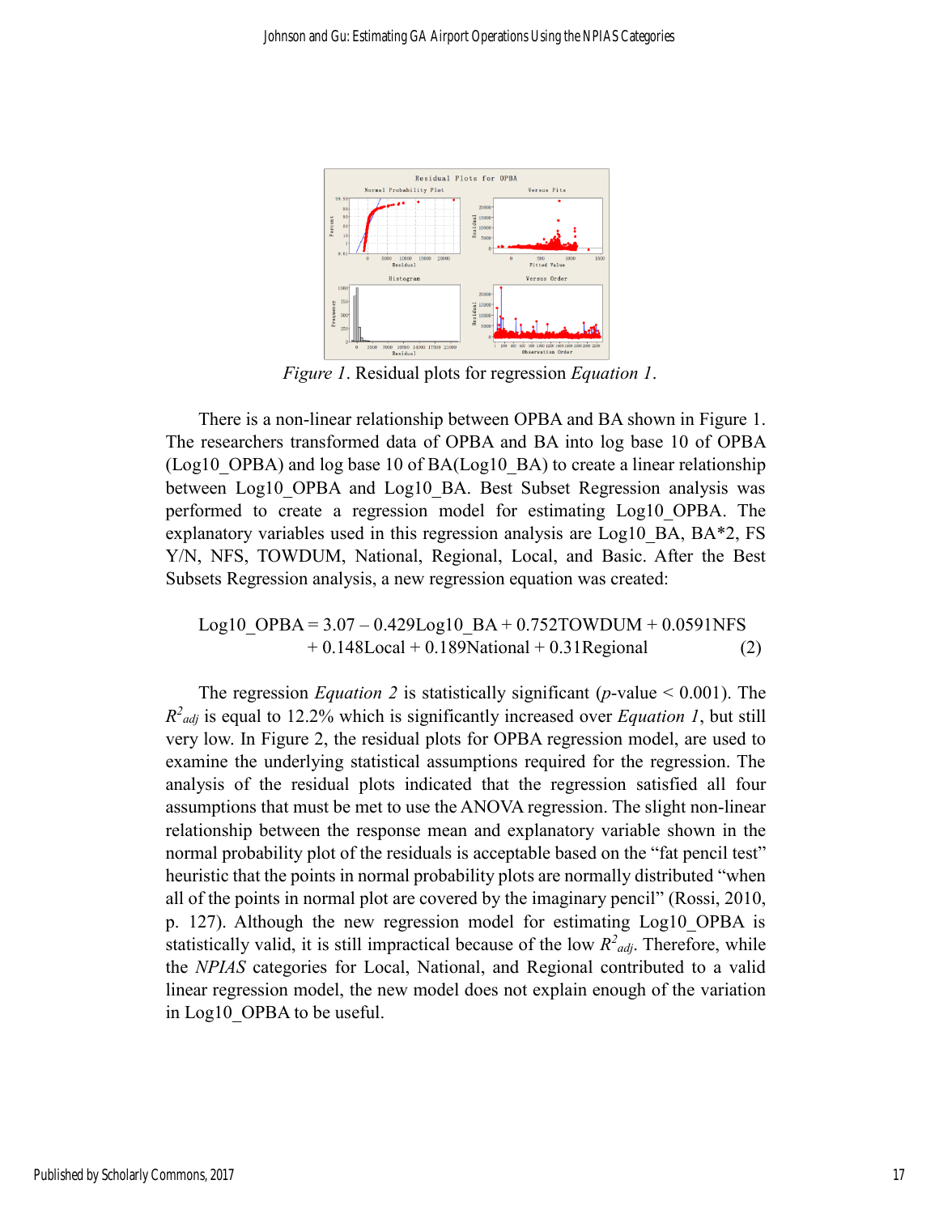*Figure 1*. Residual plots for regression *Equation 1*.

There is a non-linear relationship between OPBA and BA shown in Figure 1. The researchers transformed data of OPBA and BA into log base 10 of OPBA (Log10_OPBA) and log base 10 of BA(Log10_BA) to create a linear relationship between Log10_OPBA and Log10_BA. Best Subset Regression analysis was performed to create a regression model for estimating Log10_OPBA. The explanatory variables used in this regression analysis are Log10_BA, BA*2, FS Y/N, NFS, TOWDUM, National, Regional, Local, and Basic. After the Best Subsets Regression analysis, a new regression equation was created:

$$\text{Log10\_OPBA} = 3.07 - 0.429\text{Log10\_BA} + 0.752\text{TOWDUM} + 0.0591\text{NFS} + 0.148\text{Local} + 0.189\text{National} + 0.31\text{Regional} \quad (2)$$

The regression *Equation 2* is statistically significant ($p$-value < 0.001). The $R^2_{adj}$ is equal to 12.2% which is significantly increased over *Equation 1*, but still very low. In Figure 2, the residual plots for OPBA regression model, are used to examine the underlying statistical assumptions required for the regression. The analysis of the residual plots indicated that the regression satisfied all four assumptions that must be met to use the ANOVA regression. The slight non-linear relationship between the response mean and explanatory variable shown in the normal probability plot of the residuals is acceptable based on the "fat pencil test" heuristic that the points in normal probability plots are normally distributed "when all of the points in normal plot are covered by the imaginary pencil" (Rossi, 2010, p. 127). Although the new regression model for estimating Log10_OPBA is statistically valid, it is still impractical because of the low $R^2_{adj}$. Therefore, while the *NPIAS* categories for Local, National, and Regional contributed to a valid linear regression model, the new model does not explain enough of the variation in Log10_OPBA to be useful.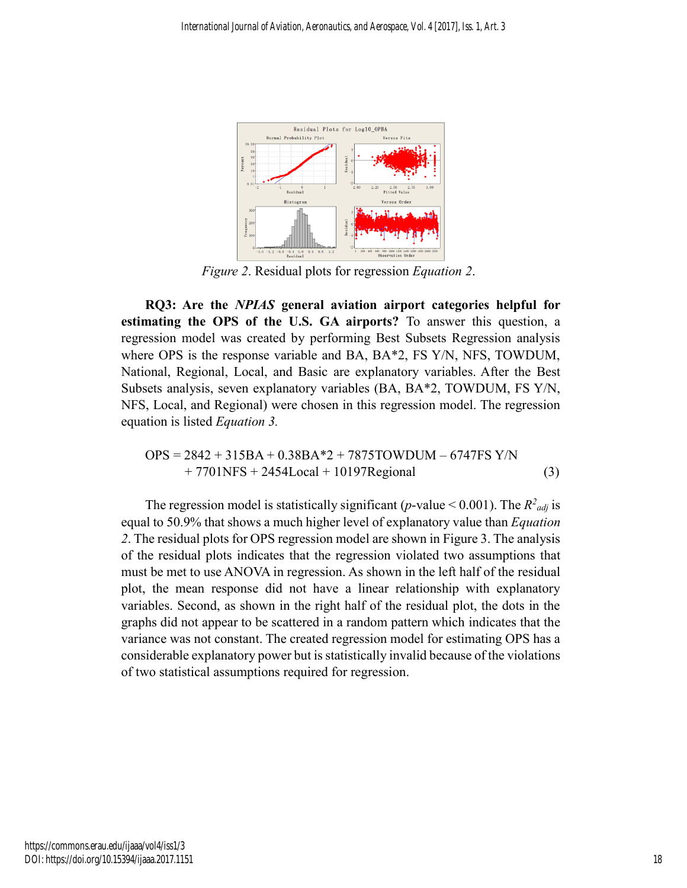*Figure 2*. Residual plots for regression *Equation 2*.

**RQ3: Are the *NPIAS* general aviation airport categories helpful for estimating the OPS of the U.S. GA airports?** To answer this question, a regression model was created by performing Best Subsets Regression analysis where OPS is the response variable and BA, BA*2, FS Y/N, NFS, TOWDUM, National, Regional, Local, and Basic are explanatory variables. After the Best Subsets analysis, seven explanatory variables (BA, BA*2, TOWDUM, FS Y/N, NFS, Local, and Regional) were chosen in this regression model. The regression equation is listed *Equation 3.*

$$\text{OPS} = 2842 + 315\text{BA} + 0.38\text{BA*2} + 7875\text{TOWDUM} - 6747\text{FS Y/N} + 7701\text{NFS} + 2454\text{Local} + 10197\text{Regional} \quad (3)$$

The regression model is statistically significant ($p$-value < 0.001). The $R^2_{adj}$ is equal to 50.9% that shows a much higher level of explanatory value than *Equation 2*. The residual plots for OPS regression model are shown in Figure 3. The analysis of the residual plots indicates that the regression violated two assumptions that must be met to use ANOVA in regression. As shown in the left half of the residual plot, the mean response did not have a linear relationship with explanatory variables. Second, as shown in the right half of the residual plot, the dots in the graphs did not appear to be scattered in a random pattern which indicates that the variance was not constant. The created regression model for estimating OPS has a considerable explanatory power but is statistically invalid because of the violations of two statistical assumptions required for regression.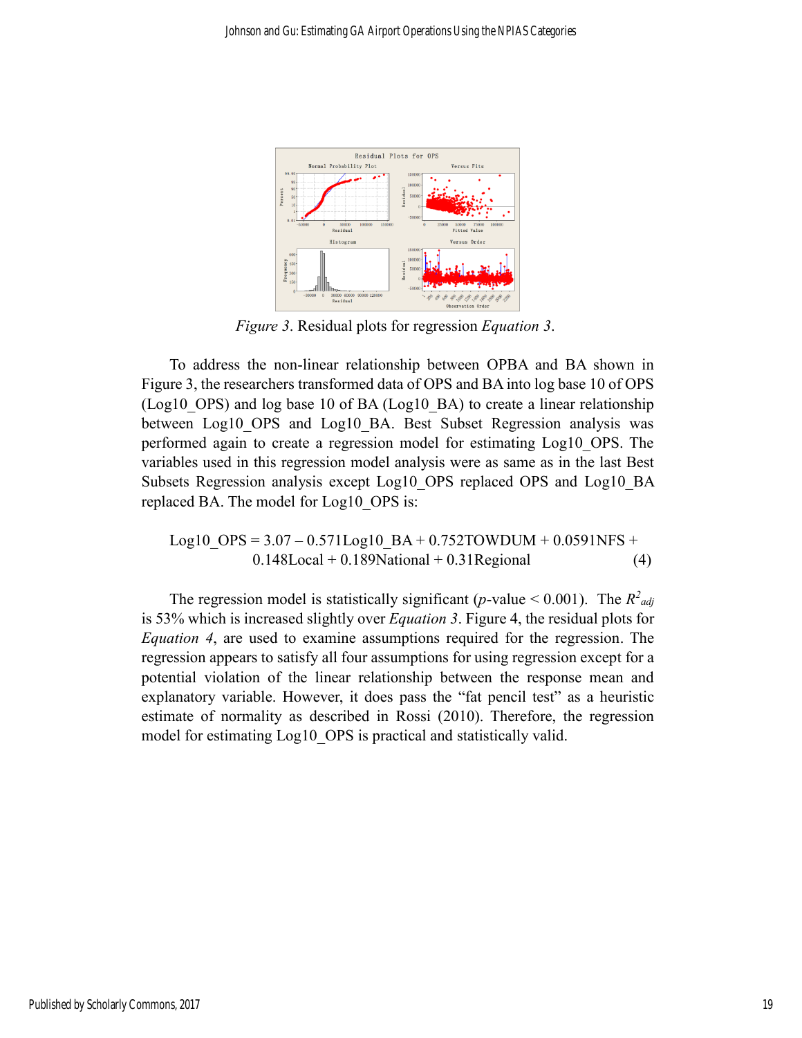*Figure 3*. Residual plots for regression *Equation 3*.

To address the non-linear relationship between OPBA and BA shown in Figure 3, the researchers transformed data of OPS and BA into log base 10 of OPS (Log10_OPS) and log base 10 of BA (Log10_BA) to create a linear relationship between Log10_OPS and Log10_BA. Best Subset Regression analysis was performed again to create a regression model for estimating Log10_OPS. The variables used in this regression model analysis were as same as in the last Best Subsets Regression analysis except Log10_OPS replaced OPS and Log10_BA replaced BA. The model for Log10_OPS is:

$$\text{Log10\_OPS} = 3.07 - 0.571\text{Log10\_BA} + 0.752\text{TOWDUM} + 0.0591\text{NFS} + 0.148\text{Local} + 0.189\text{National} + 0.31\text{Regional} \quad (4)$$

The regression model is statistically significant ($p$-value < 0.001). The $R^2_{adj}$ is 53% which is increased slightly over *Equation 3*. Figure 4, the residual plots for *Equation 4*, are used to examine assumptions required for the regression. The regression appears to satisfy all four assumptions for using regression except for a potential violation of the linear relationship between the response mean and explanatory variable. However, it does pass the "fat pencil test" as a heuristic estimate of normality as described in Rossi (2010). Therefore, the regression model for estimating Log10_OPS is practical and statistically valid.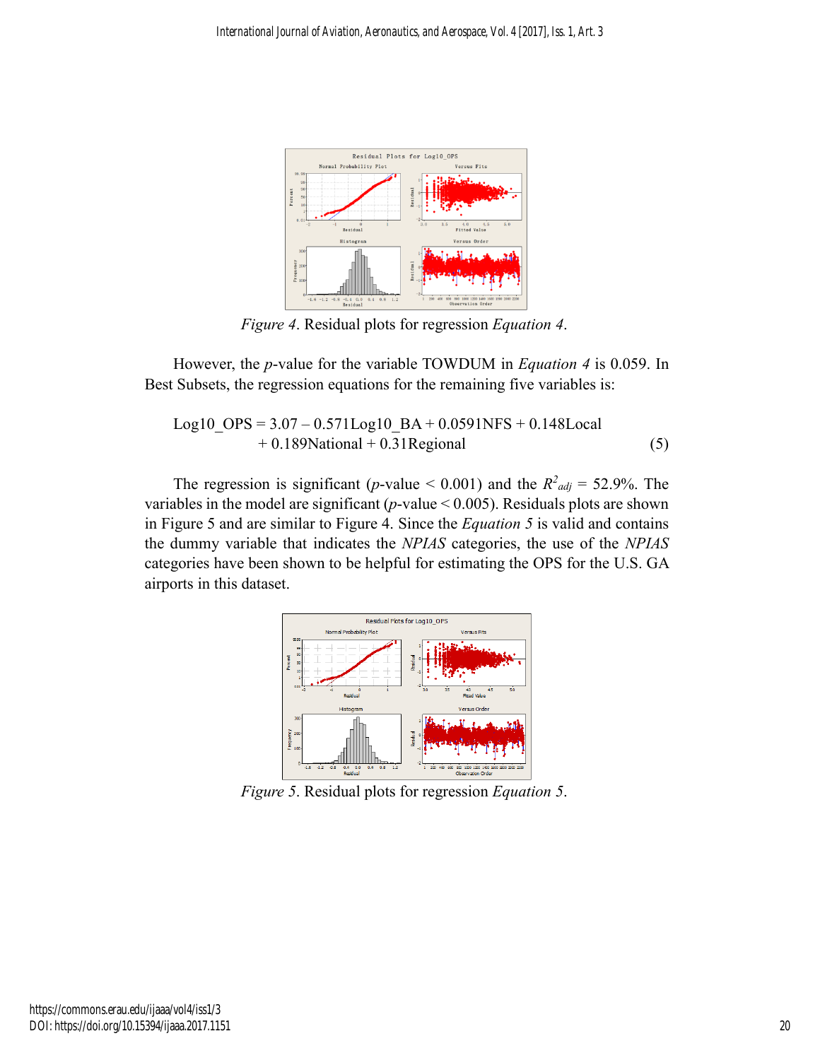*Figure 4*. Residual plots for regression *Equation 4*.

However, the *p*-value for the variable TOWDUM in *Equation 4* is 0.059. In Best Subsets, the regression equations for the remaining five variables is:

$$\text{Log10\_OPS} = 3.07 - 0.571\text{Log10\_BA} + 0.0591\text{NFS} + 0.148\text{Local} + 0.189\text{National} + 0.31\text{Regional} \quad (5)$$

The regression is significant ($p$-value $< 0.001$) and the $R^2_{adj} = 52.9\%$. The variables in the model are significant ($p$-value $< 0.005$). Residuals plots are shown in Figure 5 and are similar to Figure 4. Since the *Equation 5* is valid and contains the dummy variable that indicates the *NPIAS* categories, the use of the *NPIAS* categories have been shown to be helpful for estimating the OPS for the U.S. GA airports in this dataset.

*Figure 5*. Residual plots for regression *Equation 5*.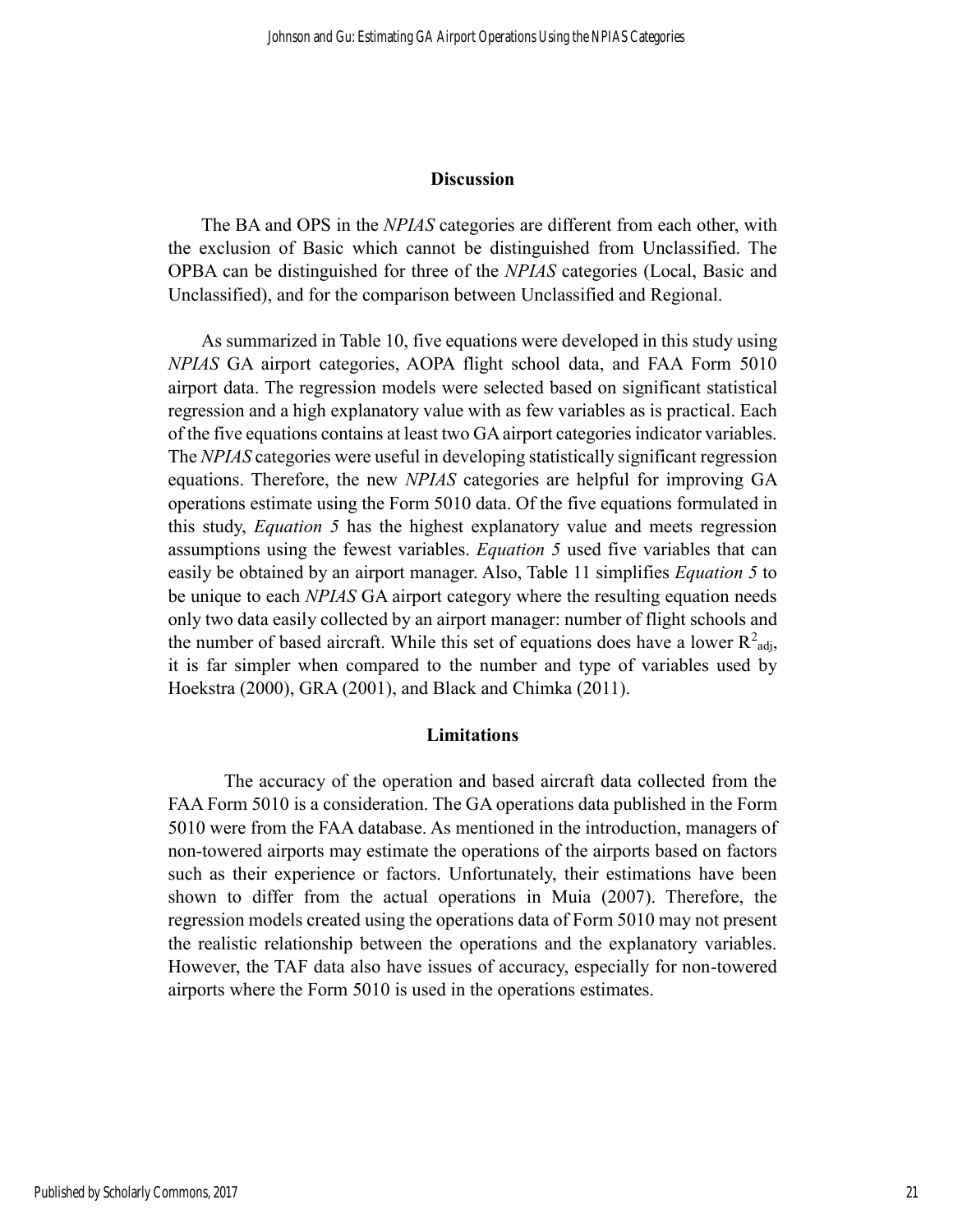## Discussion

The BA and OPS in the *NPIAS* categories are different from each other, with the exclusion of Basic which cannot be distinguished from Unclassified. The OPBA can be distinguished for three of the *NPIAS* categories (Local, Basic and Unclassified), and for the comparison between Unclassified and Regional.

As summarized in Table 10, five equations were developed in this study using *NPIAS* GA airport categories, AOPA flight school data, and FAA Form 5010 airport data. The regression models were selected based on significant statistical regression and a high explanatory value with as few variables as is practical. Each of the five equations contains at least two GA airport categories indicator variables. The *NPIAS* categories were useful in developing statistically significant regression equations. Therefore, the new *NPIAS* categories are helpful for improving GA operations estimate using the Form 5010 data. Of the five equations formulated in this study, *Equation 5* has the highest explanatory value and meets regression assumptions using the fewest variables. *Equation 5* used five variables that can easily be obtained by an airport manager. Also, Table 11 simplifies *Equation 5* to be unique to each *NPIAS* GA airport category where the resulting equation needs only two data easily collected by an airport manager: number of flight schools and the number of based aircraft. While this set of equations does have a lower $R^2_{adj}$, it is far simpler when compared to the number and type of variables used by Hoekstra (2000), GRA (2001), and Black and Chimka (2011).

## Limitations

The accuracy of the operation and based aircraft data collected from the FAA Form 5010 is a consideration. The GA operations data published in the Form 5010 were from the FAA database. As mentioned in the introduction, managers of non-towered airports may estimate the operations of the airports based on factors such as their experience or factors. Unfortunately, their estimations have been shown to differ from the actual operations in Muia (2007). Therefore, the regression models created using the operations data of Form 5010 may not present the realistic relationship between the operations and the explanatory variables. However, the TAF data also have issues of accuracy, especially for non-towered airports where the Form 5010 is used in the operations estimates.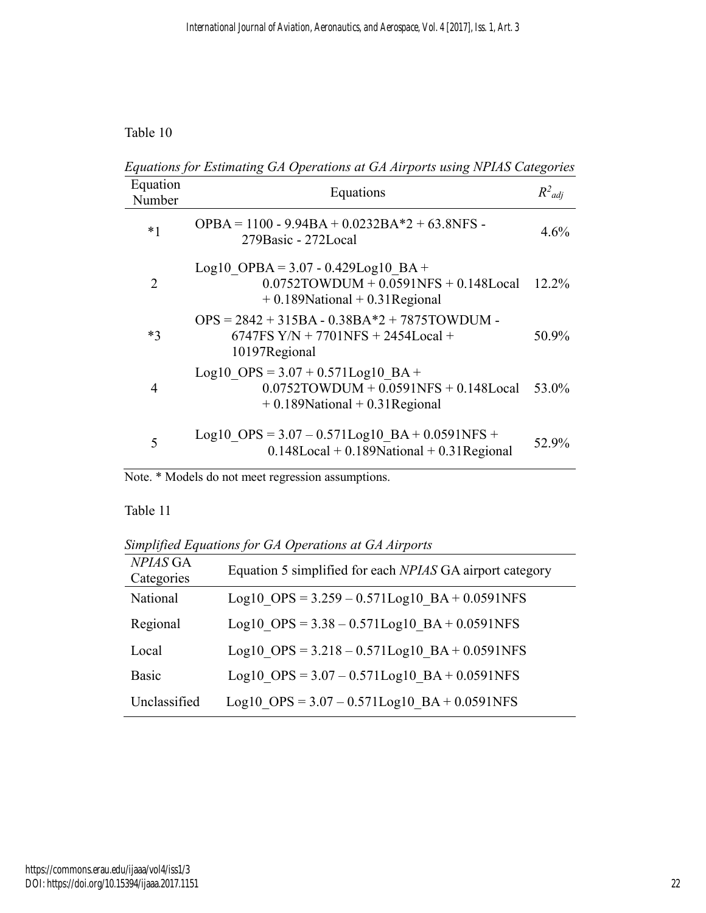Table 10

*Equations for Estimating GA Operations at GA Airports using NPIAS Categories*

| Equation Number | Equations | $R^2_{adj}$ |
|---|---|---|
| *1 | OPBA = 1100 - 9.94BA + 0.0232BA*2 + 63.8NFS - 279Basic - 272Local | 4.6% |
| 2 | Log10_OPBA = 3.07 - 0.429Log10_BA + 0.0752TOWDUM + 0.0591NFS + 0.148Local + 0.189National + 0.31Regional | 12.2% |
| *3 | OPS = 2842 + 315BA - 0.38BA*2 + 7875TOWDUM - 6747FS Y/N + 7701NFS + 2454Local + 10197Regional | 50.9% |
| 4 | Log10_OPS = 3.07 + 0.571Log10_BA + 0.0752TOWDUM + 0.0591NFS + 0.148Local + 0.189National + 0.31Regional | 53.0% |
| 5 | Log10_OPS = 3.07 – 0.571Log10_BA + 0.0591NFS + 0.148Local + 0.189National + 0.31Regional | 52.9% |

Note. * Models do not meet regression assumptions.

Table 11

*Simplified Equations for GA Operations at GA Airports*

| *NPIAS* GA Categories | Equation 5 simplified for each *NPIAS* GA airport category |
|---|---|
| National | Log10_OPS = 3.259 – 0.571Log10_BA + 0.0591NFS |
| Regional | Log10_OPS = 3.38 – 0.571Log10_BA + 0.0591NFS |
| Local | Log10_OPS = 3.218 – 0.571Log10_BA + 0.0591NFS |
| Basic | Log10_OPS = 3.07 – 0.571Log10_BA + 0.0591NFS |
| Unclassified | Log10_OPS = 3.07 – 0.571Log10_BA + 0.0591NFS |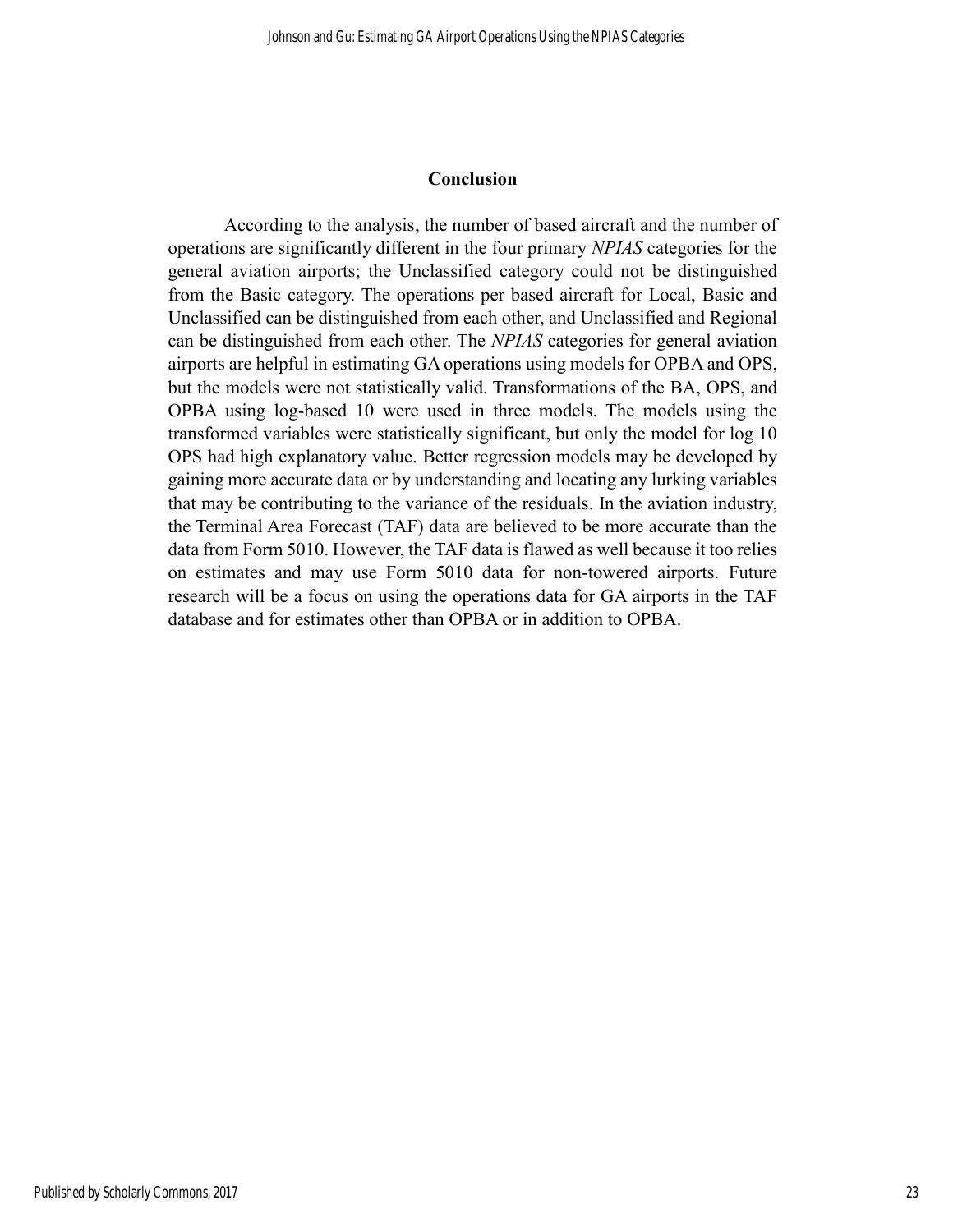## Conclusion

According to the analysis, the number of based aircraft and the number of operations are significantly different in the four primary *NPIAS* categories for the general aviation airports; the Unclassified category could not be distinguished from the Basic category. The operations per based aircraft for Local, Basic and Unclassified can be distinguished from each other, and Unclassified and Regional can be distinguished from each other. The *NPIAS* categories for general aviation airports are helpful in estimating GA operations using models for OPBA and OPS, but the models were not statistically valid. Transformations of the BA, OPS, and OPBA using log-based 10 were used in three models. The models using the transformed variables were statistically significant, but only the model for log 10 OPS had high explanatory value. Better regression models may be developed by gaining more accurate data or by understanding and locating any lurking variables that may be contributing to the variance of the residuals. In the aviation industry, the Terminal Area Forecast (TAF) data are believed to be more accurate than the data from Form 5010. However, the TAF data is flawed as well because it too relies on estimates and may use Form 5010 data for non-towered airports. Future research will be a focus on using the operations data for GA airports in the TAF database and for estimates other than OPBA or in addition to OPBA.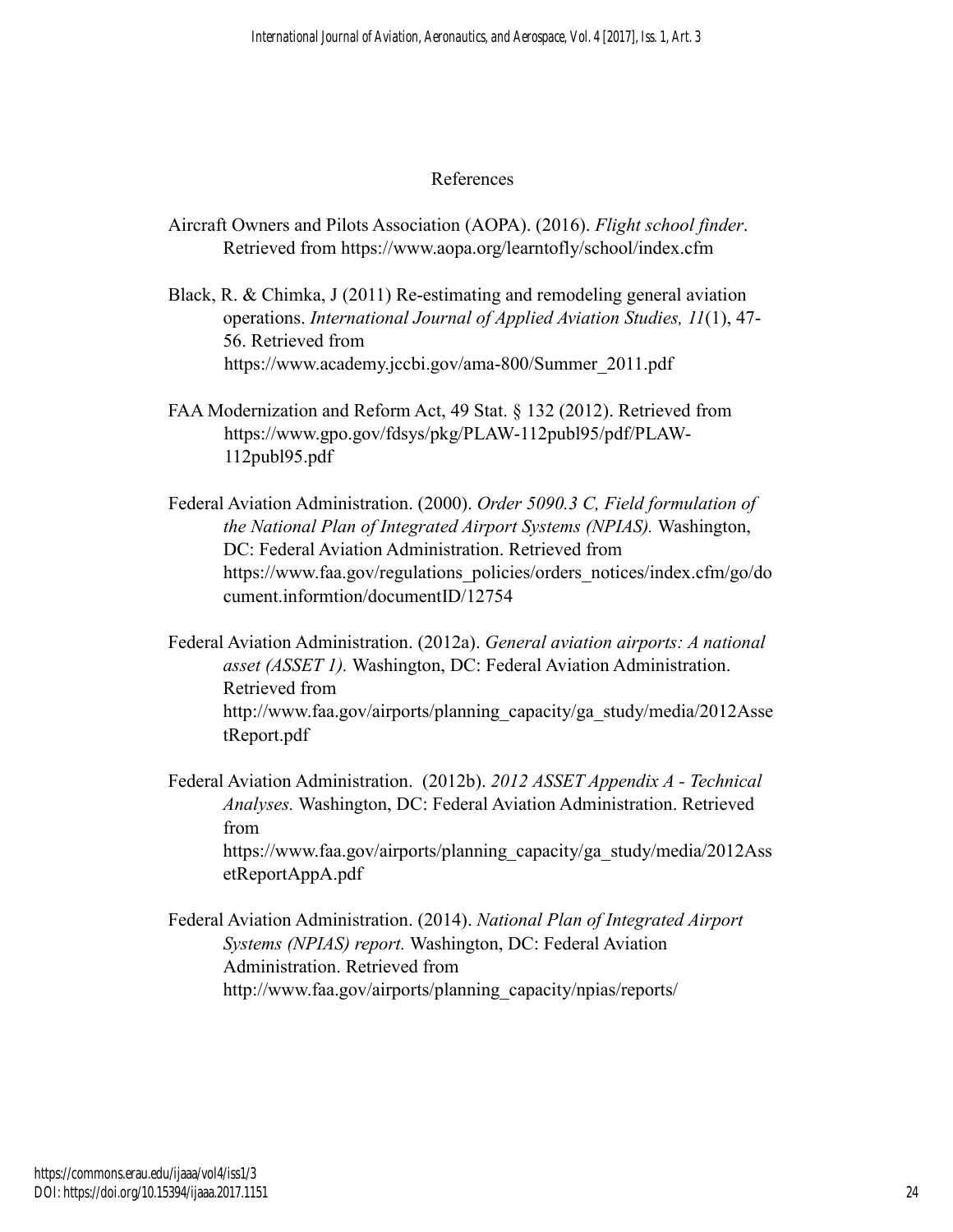# References

Aircraft Owners and Pilots Association (AOPA). (2016). *Flight school finder*. Retrieved from https://www.aopa.org/learntofly/school/index.cfm

Black, R. & Chimka, J (2011) Re-estimating and remodeling general aviation operations. *International Journal of Applied Aviation Studies, 11*(1), 47-56. Retrieved from https://www.academy.jccbi.gov/ama-800/Summer_2011.pdf

FAA Modernization and Reform Act, 49 Stat. § 132 (2012). Retrieved from https://www.gpo.gov/fdsys/pkg/PLAW-112publ95/pdf/PLAW-112publ95.pdf

Federal Aviation Administration. (2000). *Order 5090.3 C, Field formulation of the National Plan of Integrated Airport Systems (NPIAS).* Washington, DC: Federal Aviation Administration. Retrieved from https://www.faa.gov/regulations_policies/orders_notices/index.cfm/go/document.informtion/documentID/12754

Federal Aviation Administration. (2012a). *General aviation airports: A national asset (ASSET 1).* Washington, DC: Federal Aviation Administration. Retrieved from http://www.faa.gov/airports/planning_capacity/ga_study/media/2012AssetReport.pdf

Federal Aviation Administration. (2012b). *2012 ASSET Appendix A - Technical Analyses.* Washington, DC: Federal Aviation Administration. Retrieved from https://www.faa.gov/airports/planning_capacity/ga_study/media/2012AssetReportAppA.pdf

Federal Aviation Administration. (2014). *National Plan of Integrated Airport Systems (NPIAS) report.* Washington, DC: Federal Aviation Administration. Retrieved from http://www.faa.gov/airports/planning_capacity/npias/reports/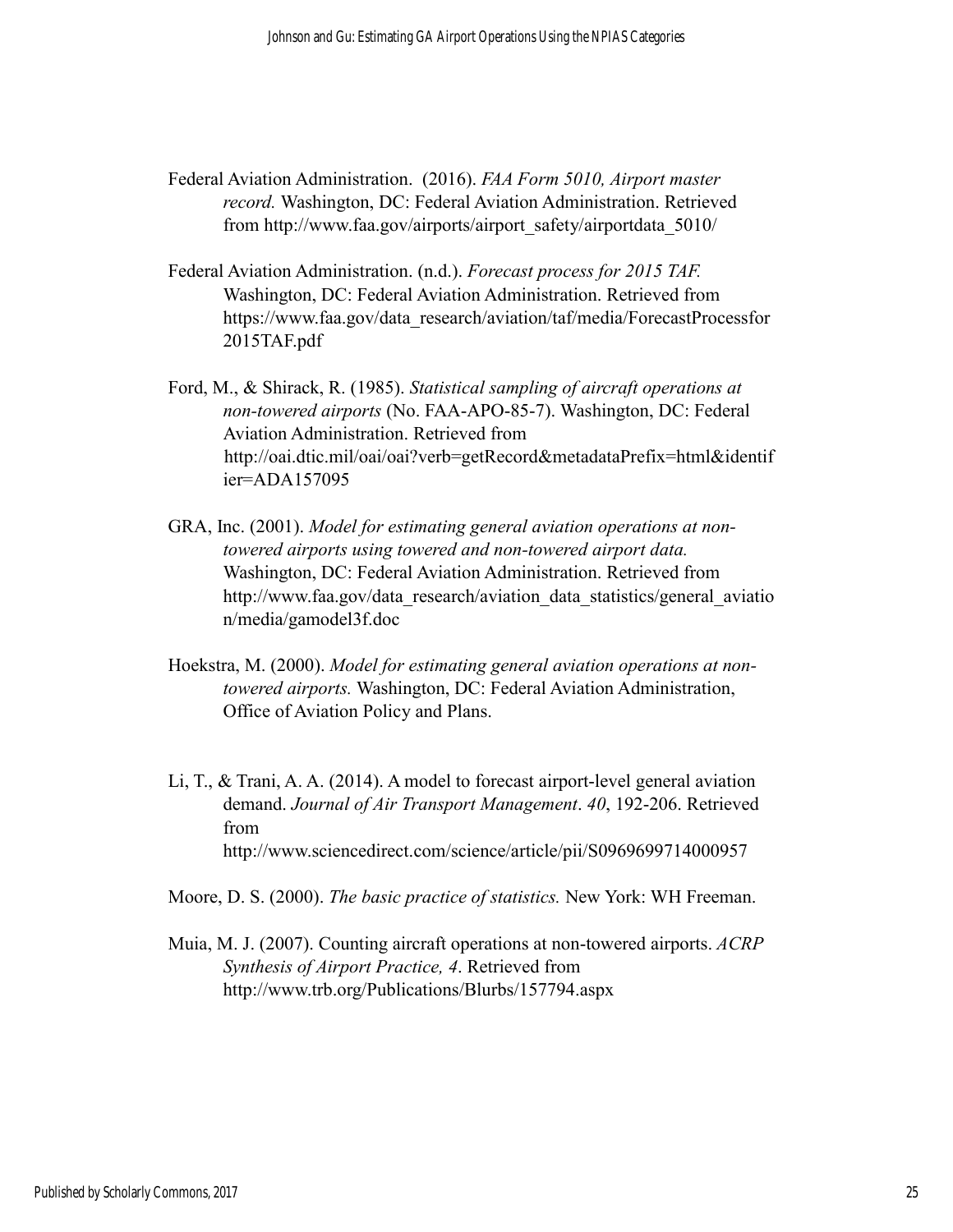Federal Aviation Administration. (2016). *FAA Form 5010, Airport master record.* Washington, DC: Federal Aviation Administration. Retrieved from http://www.faa.gov/airports/airport_safety/airportdata_5010/

Federal Aviation Administration. (n.d.). *Forecast process for 2015 TAF.* Washington, DC: Federal Aviation Administration. Retrieved from https://www.faa.gov/data_research/aviation/taf/media/ForecastProcessfor2015TAF.pdf

Ford, M., & Shirack, R. (1985). *Statistical sampling of aircraft operations at non-towered airports* (No. FAA-APO-85-7). Washington, DC: Federal Aviation Administration. Retrieved from http://oai.dtic.mil/oai/oai?verb=getRecord&metadataPrefix=html&identifier=ADA157095

GRA, Inc. (2001). *Model for estimating general aviation operations at non-towered airports using towered and non-towered airport data.* Washington, DC: Federal Aviation Administration. Retrieved from http://www.faa.gov/data_research/aviation_data_statistics/general_aviation/media/gamodel3f.doc

Hoekstra, M. (2000). *Model for estimating general aviation operations at non-towered airports.* Washington, DC: Federal Aviation Administration, Office of Aviation Policy and Plans.

Li, T., & Trani, A. A. (2014). A model to forecast airport-level general aviation demand. *Journal of Air Transport Management*. *40*, 192-206. Retrieved from http://www.sciencedirect.com/science/article/pii/S0969699714000957

Moore, D. S. (2000). *The basic practice of statistics.* New York: WH Freeman.

Muia, M. J. (2007). Counting aircraft operations at non-towered airports. *ACRP Synthesis of Airport Practice, 4*. Retrieved from http://www.trb.org/Publications/Blurbs/157794.aspx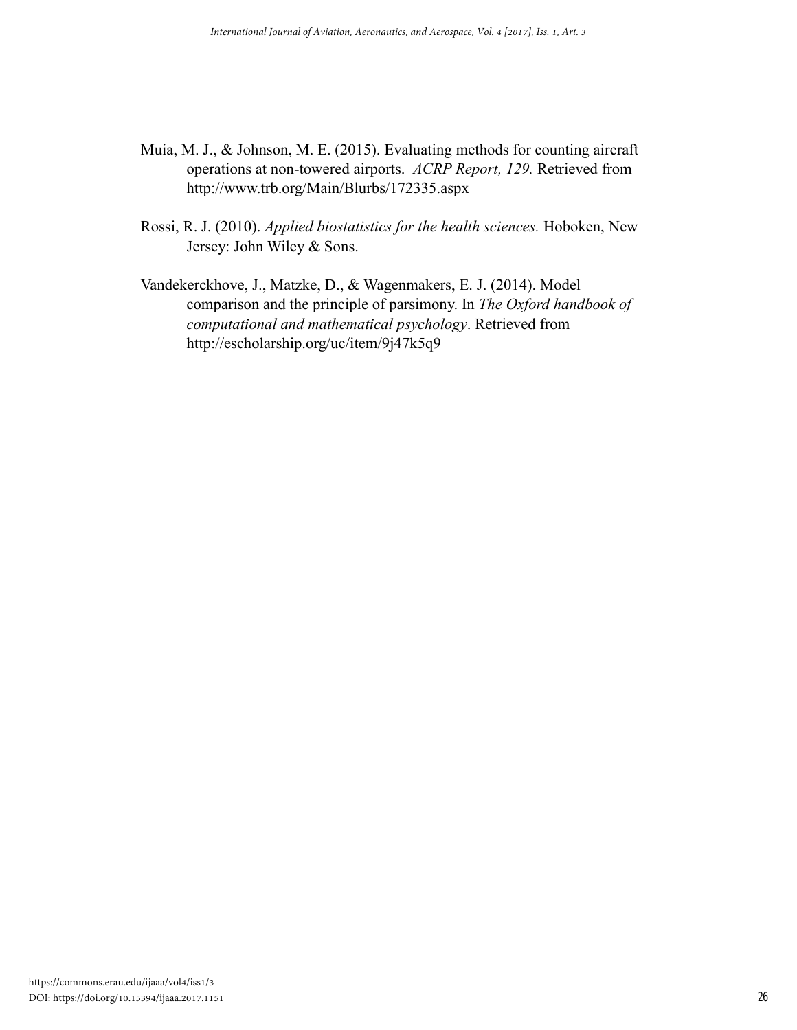Muia, M. J., & Johnson, M. E. (2015). Evaluating methods for counting aircraft operations at non-towered airports. *ACRP Report, 129.* Retrieved from http://www.trb.org/Main/Blurbs/172335.aspx

Rossi, R. J. (2010). *Applied biostatistics for the health sciences.* Hoboken, New Jersey: John Wiley & Sons.

Vandekerckhove, J., Matzke, D., & Wagenmakers, E. J. (2014). Model comparison and the principle of parsimony. In *The Oxford handbook of computational and mathematical psychology*. Retrieved from http://escholarship.org/uc/item/9j47k5q9